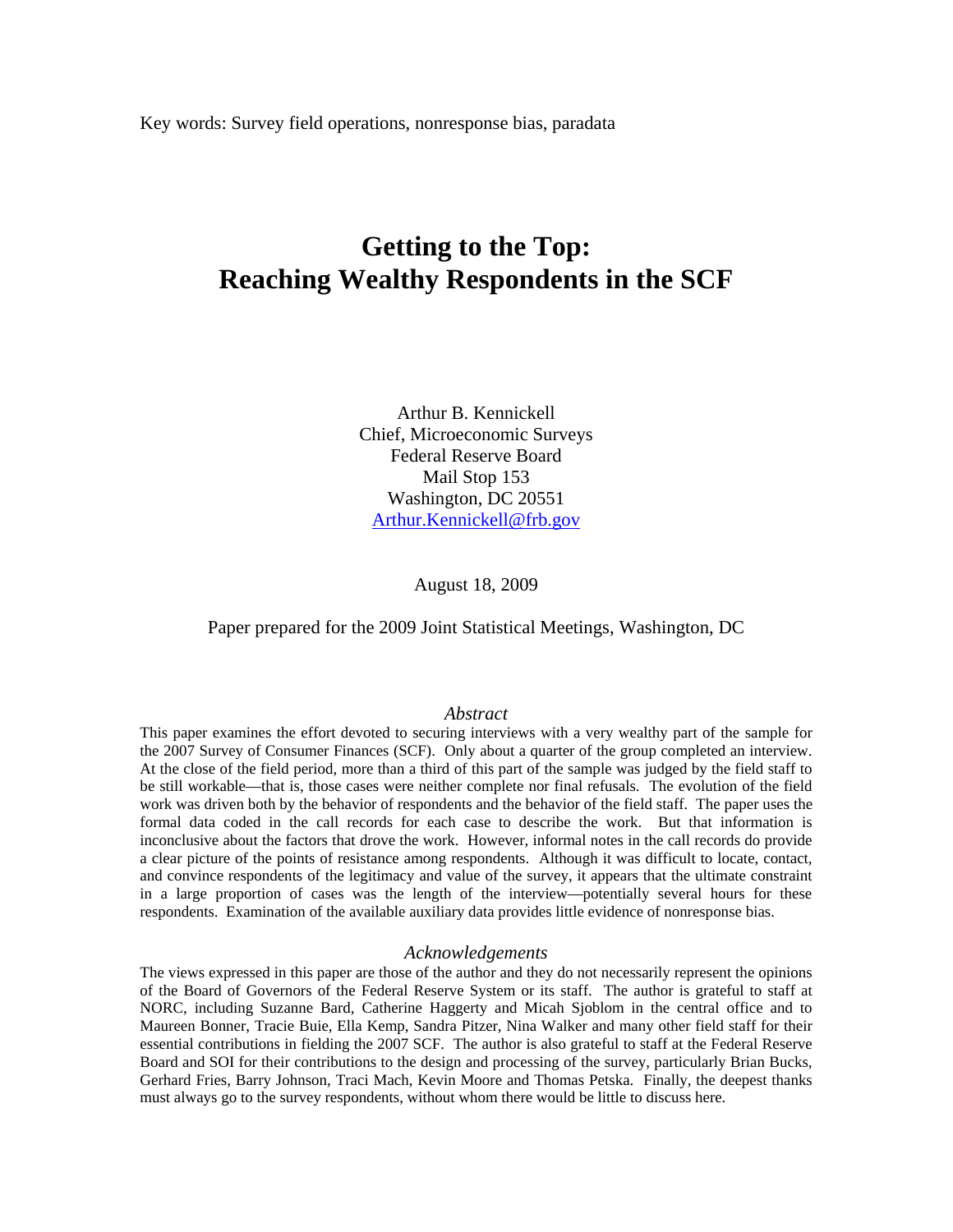Key words: Survey field operations, nonresponse bias, paradata

# Getting to the Top: Reaching Wealthy Respondents in the SCF

Arthur B. Kennickell  
Chief, Microeconomic Surveys  
Federal Reserve Board  
Mail Stop 153  
Washington, DC 20551  
Arthur.Kennickell@frb.gov

August 18, 2009

Paper prepared for the 2009 Joint Statistical Meetings, Washington, DC

*Abstract*

This paper examines the effort devoted to securing interviews with a very wealthy part of the sample for the 2007 Survey of Consumer Finances (SCF). Only about a quarter of the group completed an interview. At the close of the field period, more than a third of this part of the sample was judged by the field staff to be still workable—that is, those cases were neither complete nor final refusals. The evolution of the field work was driven both by the behavior of respondents and the behavior of the field staff. The paper uses the formal data coded in the call records for each case to describe the work. But that information is inconclusive about the factors that drove the work. However, informal notes in the call records do provide a clear picture of the points of resistance among respondents. Although it was difficult to locate, contact, and convince respondents of the legitimacy and value of the survey, it appears that the ultimate constraint in a large proportion of cases was the length of the interview—potentially several hours for these respondents. Examination of the available auxiliary data provides little evidence of nonresponse bias.

*Acknowledgements*

The views expressed in this paper are those of the author and they do not necessarily represent the opinions of the Board of Governors of the Federal Reserve System or its staff. The author is grateful to staff at NORC, including Suzanne Bard, Catherine Haggerty and Micah Sjoblom in the central office and to Maureen Bonner, Tracie Buie, Ella Kemp, Sandra Pitzer, Nina Walker and many other field staff for their essential contributions in fielding the 2007 SCF. The author is also grateful to staff at the Federal Reserve Board and SOI for their contributions to the design and processing of the survey, particularly Brian Bucks, Gerhard Fries, Barry Johnson, Traci Mach, Kevin Moore and Thomas Petska. Finally, the deepest thanks must always go to the survey respondents, without whom there would be little to discuss here.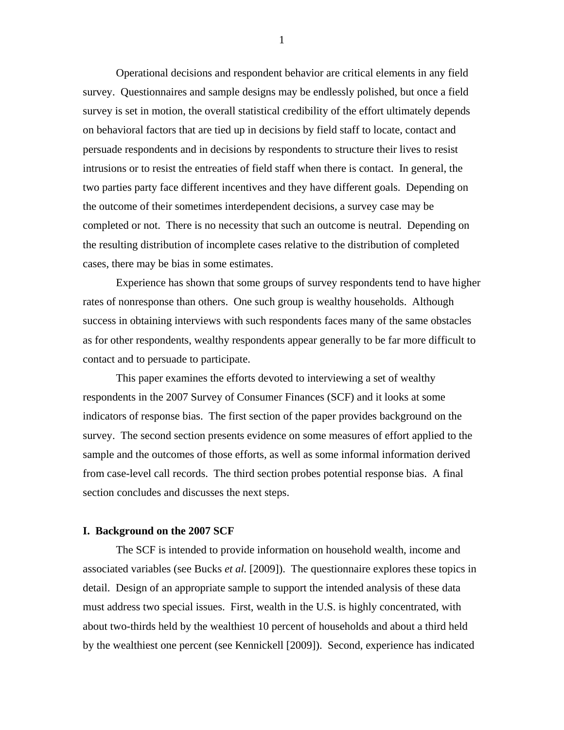Operational decisions and respondent behavior are critical elements in any field survey. Questionnaires and sample designs may be endlessly polished, but once a field survey is set in motion, the overall statistical credibility of the effort ultimately depends on behavioral factors that are tied up in decisions by field staff to locate, contact and persuade respondents and in decisions by respondents to structure their lives to resist intrusions or to resist the entreaties of field staff when there is contact. In general, the two parties party face different incentives and they have different goals. Depending on the outcome of their sometimes interdependent decisions, a survey case may be completed or not. There is no necessity that such an outcome is neutral. Depending on the resulting distribution of incomplete cases relative to the distribution of completed cases, there may be bias in some estimates.

Experience has shown that some groups of survey respondents tend to have higher rates of nonresponse than others. One such group is wealthy households. Although success in obtaining interviews with such respondents faces many of the same obstacles as for other respondents, wealthy respondents appear generally to be far more difficult to contact and to persuade to participate.

This paper examines the efforts devoted to interviewing a set of wealthy respondents in the 2007 Survey of Consumer Finances (SCF) and it looks at some indicators of response bias. The first section of the paper provides background on the survey. The second section presents evidence on some measures of effort applied to the sample and the outcomes of those efforts, as well as some informal information derived from case-level call records. The third section probes potential response bias. A final section concludes and discusses the next steps.

## I. Background on the 2007 SCF

The SCF is intended to provide information on household wealth, income and associated variables (see Bucks *et al.* [2009]). The questionnaire explores these topics in detail. Design of an appropriate sample to support the intended analysis of these data must address two special issues. First, wealth in the U.S. is highly concentrated, with about two-thirds held by the wealthiest 10 percent of households and about a third held by the wealthiest one percent (see Kennickell [2009]). Second, experience has indicated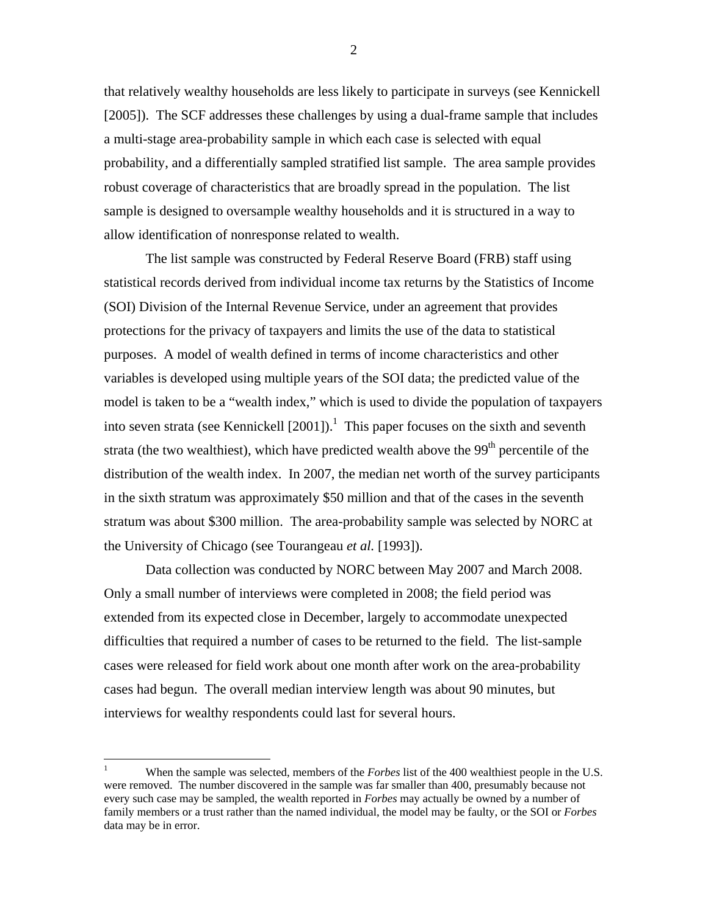that relatively wealthy households are less likely to participate in surveys (see Kennickell [2005]). The SCF addresses these challenges by using a dual-frame sample that includes a multi-stage area-probability sample in which each case is selected with equal probability, and a differentially sampled stratified list sample. The area sample provides robust coverage of characteristics that are broadly spread in the population. The list sample is designed to oversample wealthy households and it is structured in a way to allow identification of nonresponse related to wealth.

The list sample was constructed by Federal Reserve Board (FRB) staff using statistical records derived from individual income tax returns by the Statistics of Income (SOI) Division of the Internal Revenue Service, under an agreement that provides protections for the privacy of taxpayers and limits the use of the data to statistical purposes. A model of wealth defined in terms of income characteristics and other variables is developed using multiple years of the SOI data; the predicted value of the model is taken to be a "wealth index," which is used to divide the population of taxpayers into seven strata (see Kennickell [2001]).[1] This paper focuses on the sixth and seventh strata (the two wealthiest), which have predicted wealth above the 99th percentile of the distribution of the wealth index. In 2007, the median net worth of the survey participants in the sixth stratum was approximately \$50 million and that of the cases in the seventh stratum was about \$300 million. The area-probability sample was selected by NORC at the University of Chicago (see Tourangeau *et al.* [1993]).

Data collection was conducted by NORC between May 2007 and March 2008. Only a small number of interviews were completed in 2008; the field period was extended from its expected close in December, largely to accommodate unexpected difficulties that required a number of cases to be returned to the field. The list-sample cases were released for field work about one month after work on the area-probability cases had begun. The overall median interview length was about 90 minutes, but interviews for wealthy respondents could last for several hours.

---

[1] When the sample was selected, members of the *Forbes* list of the 400 wealthiest people in the U.S. were removed. The number discovered in the sample was far smaller than 400, presumably because not every such case may be sampled, the wealth reported in *Forbes* may actually be owned by a number of family members or a trust rather than the named individual, the model may be faulty, or the SOI or *Forbes* data may be in error.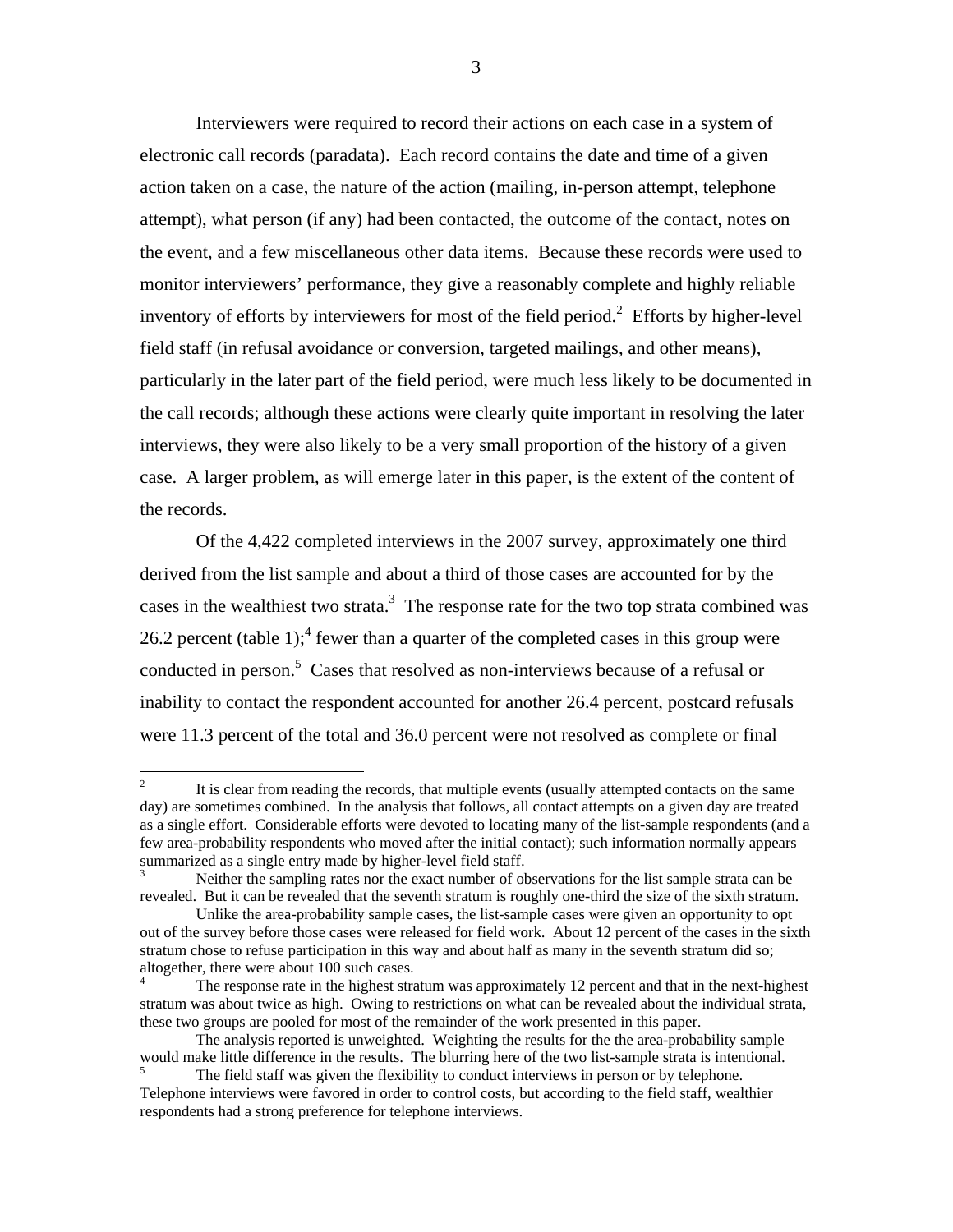Interviewers were required to record their actions on each case in a system of electronic call records (paradata). Each record contains the date and time of a given action taken on a case, the nature of the action (mailing, in-person attempt, telephone attempt), what person (if any) had been contacted, the outcome of the contact, notes on the event, and a few miscellaneous other data items. Because these records were used to monitor interviewers' performance, they give a reasonably complete and highly reliable inventory of efforts by interviewers for most of the field period.[2] Efforts by higher-level field staff (in refusal avoidance or conversion, targeted mailings, and other means), particularly in the later part of the field period, were much less likely to be documented in the call records; although these actions were clearly quite important in resolving the later interviews, they were also likely to be a very small proportion of the history of a given case. A larger problem, as will emerge later in this paper, is the extent of the content of the records.

Of the 4,422 completed interviews in the 2007 survey, approximately one third derived from the list sample and about a third of those cases are accounted for by the cases in the wealthiest two strata.[3] The response rate for the two top strata combined was 26.2 percent (table 1);[4] fewer than a quarter of the completed cases in this group were conducted in person.[5] Cases that resolved as non-interviews because of a refusal or inability to contact the respondent accounted for another 26.4 percent, postcard refusals were 11.3 percent of the total and 36.0 percent were not resolved as complete or final

---

[2] It is clear from reading the records, that multiple events (usually attempted contacts on the same day) are sometimes combined. In the analysis that follows, all contact attempts on a given day are treated as a single effort. Considerable efforts were devoted to locating many of the list-sample respondents (and a few area-probability respondents who moved after the initial contact); such information normally appears summarized as a single entry made by higher-level field staff.

[3] Neither the sampling rates nor the exact number of observations for the list sample strata can be revealed. But it can be revealed that the seventh stratum is roughly one-third the size of the sixth stratum.

Unlike the area-probability sample cases, the list-sample cases were given an opportunity to opt out of the survey before those cases were released for field work. About 12 percent of the cases in the sixth stratum chose to refuse participation in this way and about half as many in the seventh stratum did so; altogether, there were about 100 such cases.

[4] The response rate in the highest stratum was approximately 12 percent and that in the next-highest stratum was about twice as high. Owing to restrictions on what can be revealed about the individual strata, these two groups are pooled for most of the remainder of the work presented in this paper.

The analysis reported is unweighted. Weighting the results for the the area-probability sample would make little difference in the results. The blurring here of the two list-sample strata is intentional.

[5] The field staff was given the flexibility to conduct interviews in person or by telephone. Telephone interviews were favored in order to control costs, but according to the field staff, wealthier respondents had a strong preference for telephone interviews.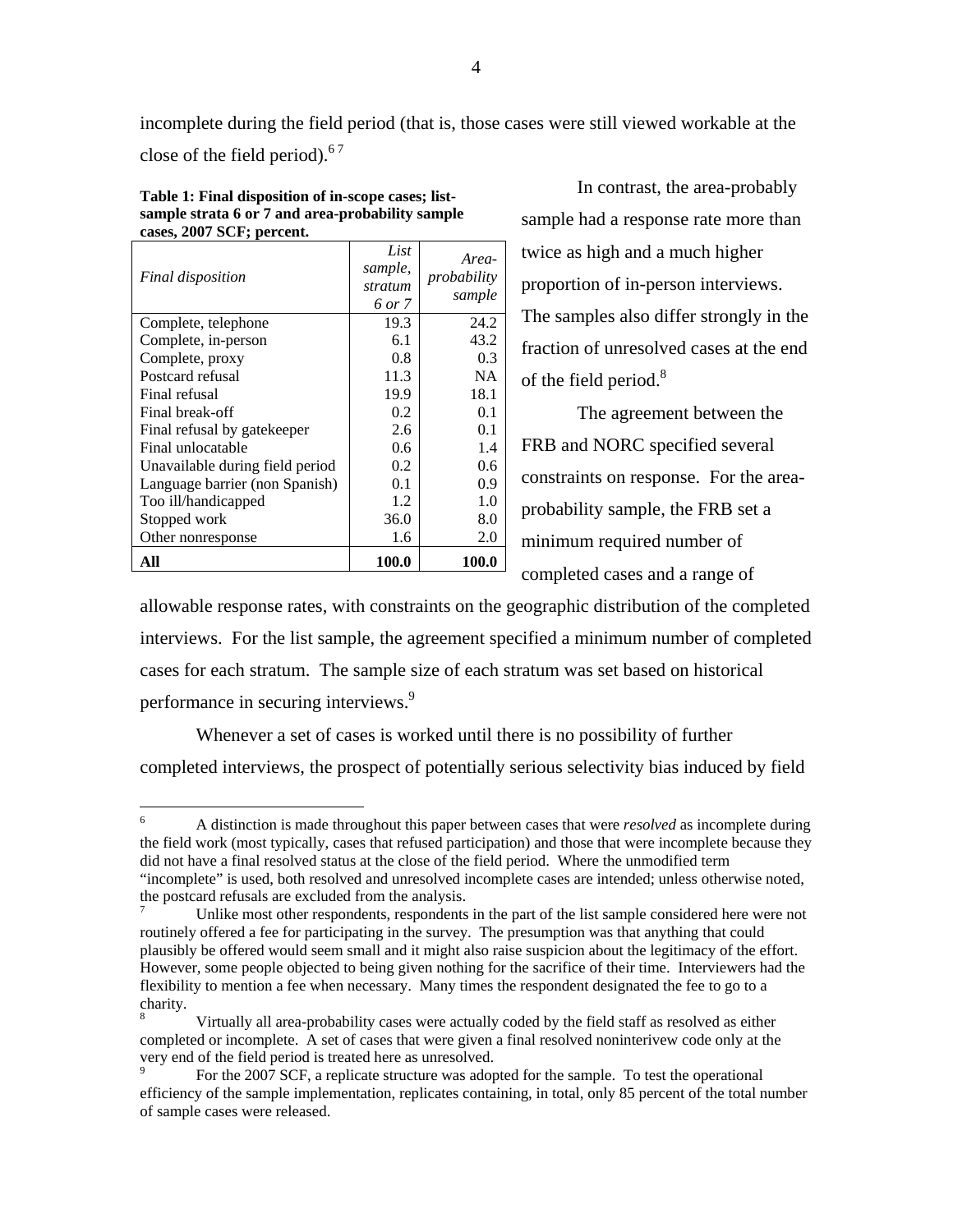incomplete during the field period (that is, those cases were still viewed workable at the close of the field period).[6] [7]

**Table 1: Final disposition of in-scope cases; list-sample strata 6 or 7 and area-probability sample cases, 2007 SCF; percent.**

| *Final disposition* | *List sample, stratum 6 or 7* | *Area-probability sample* |
|---|---|---|
| Complete, telephone | 19.3 | 24.2 |
| Complete, in-person | 6.1 | 43.2 |
| Complete, proxy | 0.8 | 0.3 |
| Postcard refusal | 11.3 | NA |
| Final refusal | 19.9 | 18.1 |
| Final break-off | 0.2 | 0.1 |
| Final refusal by gatekeeper | 2.6 | 0.1 |
| Final unlocatable | 0.6 | 1.4 |
| Unavailable during field period | 0.2 | 0.6 |
| Language barrier (non Spanish) | 0.1 | 0.9 |
| Too ill/handicapped | 1.2 | 1.0 |
| Stopped work | 36.0 | 8.0 |
| Other nonresponse | 1.6 | 2.0 |
| **All** | **100.0** | **100.0** |

In contrast, the area-probably sample had a response rate more than twice as high and a much higher proportion of in-person interviews. The samples also differ strongly in the fraction of unresolved cases at the end of the field period.[8]

The agreement between the FRB and NORC specified several constraints on response. For the area-probability sample, the FRB set a minimum required number of completed cases and a range of allowable response rates, with constraints on the geographic distribution of the completed interviews. For the list sample, the agreement specified a minimum number of completed cases for each stratum. The sample size of each stratum was set based on historical performance in securing interviews.[9]

Whenever a set of cases is worked until there is no possibility of further completed interviews, the prospect of potentially serious selectivity bias induced by field

---

[6] A distinction is made throughout this paper between cases that were *resolved* as incomplete during the field work (most typically, cases that refused participation) and those that were incomplete because they did not have a final resolved status at the close of the field period. Where the unmodified term "incomplete" is used, both resolved and unresolved incomplete cases are intended; unless otherwise noted, the postcard refusals are excluded from the analysis.

[7] Unlike most other respondents, respondents in the part of the list sample considered here were not routinely offered a fee for participating in the survey. The presumption was that anything that could plausibly be offered would seem small and it might also raise suspicion about the legitimacy of the effort. However, some people objected to being given nothing for the sacrifice of their time. Interviewers had the flexibility to mention a fee when necessary. Many times the respondent designated the fee to go to a charity.

[8] Virtually all area-probability cases were actually coded by the field staff as resolved as either completed or incomplete. A set of cases that were given a final resolved noninterivew code only at the very end of the field period is treated here as unresolved.

[9] For the 2007 SCF, a replicate structure was adopted for the sample. To test the operational efficiency of the sample implementation, replicates containing, in total, only 85 percent of the total number of sample cases were released.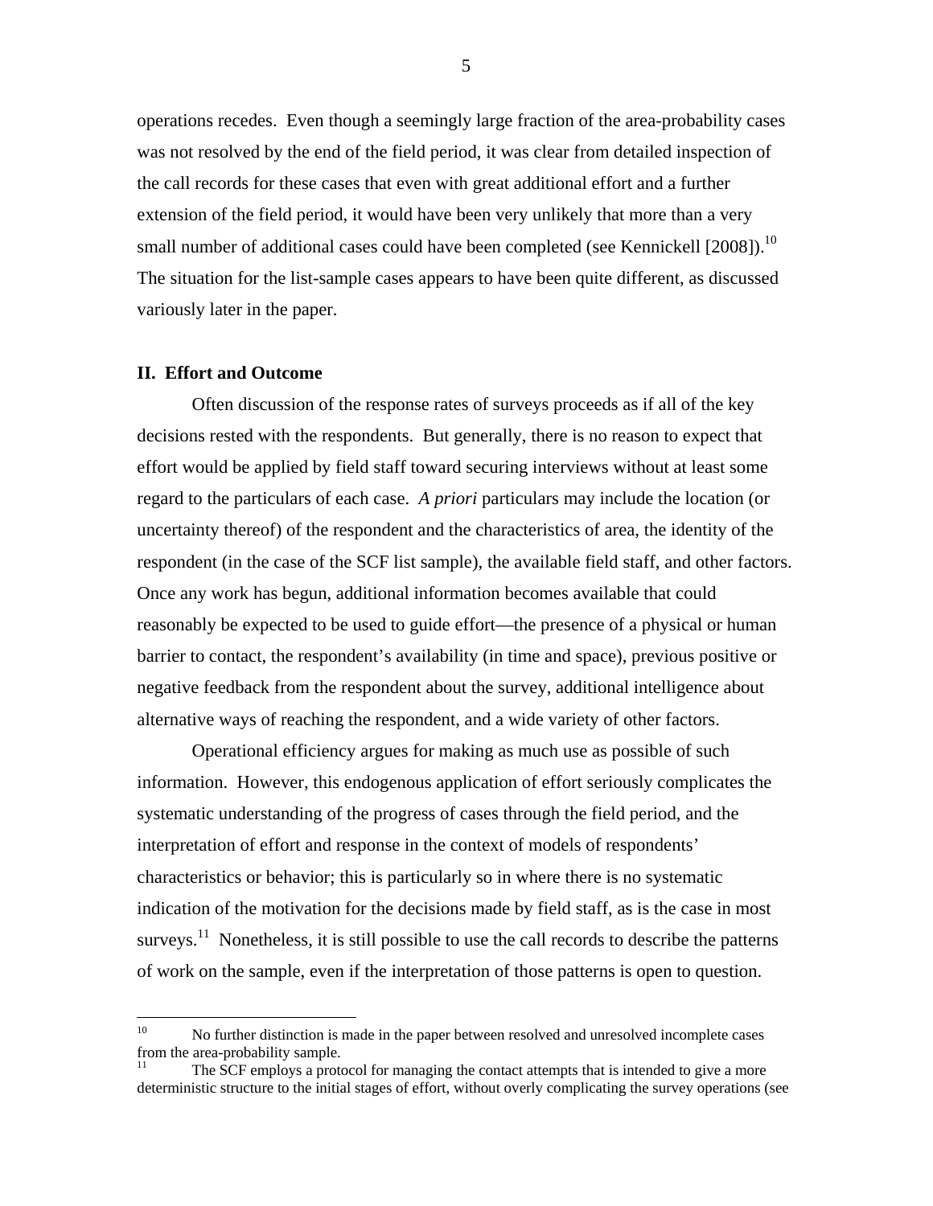operations recedes. Even though a seemingly large fraction of the area-probability cases was not resolved by the end of the field period, it was clear from detailed inspection of the call records for these cases that even with great additional effort and a further extension of the field period, it would have been very unlikely that more than a very small number of additional cases could have been completed (see Kennickell [2008]).[10] The situation for the list-sample cases appears to have been quite different, as discussed variously later in the paper.

## II. Effort and Outcome

Often discussion of the response rates of surveys proceeds as if all of the key decisions rested with the respondents. But generally, there is no reason to expect that effort would be applied by field staff toward securing interviews without at least some regard to the particulars of each case. *A priori* particulars may include the location (or uncertainty thereof) of the respondent and the characteristics of area, the identity of the respondent (in the case of the SCF list sample), the available field staff, and other factors. Once any work has begun, additional information becomes available that could reasonably be expected to be used to guide effort—the presence of a physical or human barrier to contact, the respondent's availability (in time and space), previous positive or negative feedback from the respondent about the survey, additional intelligence about alternative ways of reaching the respondent, and a wide variety of other factors.

Operational efficiency argues for making as much use as possible of such information. However, this endogenous application of effort seriously complicates the systematic understanding of the progress of cases through the field period, and the interpretation of effort and response in the context of models of respondents' characteristics or behavior; this is particularly so in where there is no systematic indication of the motivation for the decisions made by field staff, as is the case in most surveys.[11] Nonetheless, it is still possible to use the call records to describe the patterns of work on the sample, even if the interpretation of those patterns is open to question.

---

[10] No further distinction is made in the paper between resolved and unresolved incomplete cases from the area-probability sample.

[11] The SCF employs a protocol for managing the contact attempts that is intended to give a more deterministic structure to the initial stages of effort, without overly complicating the survey operations (see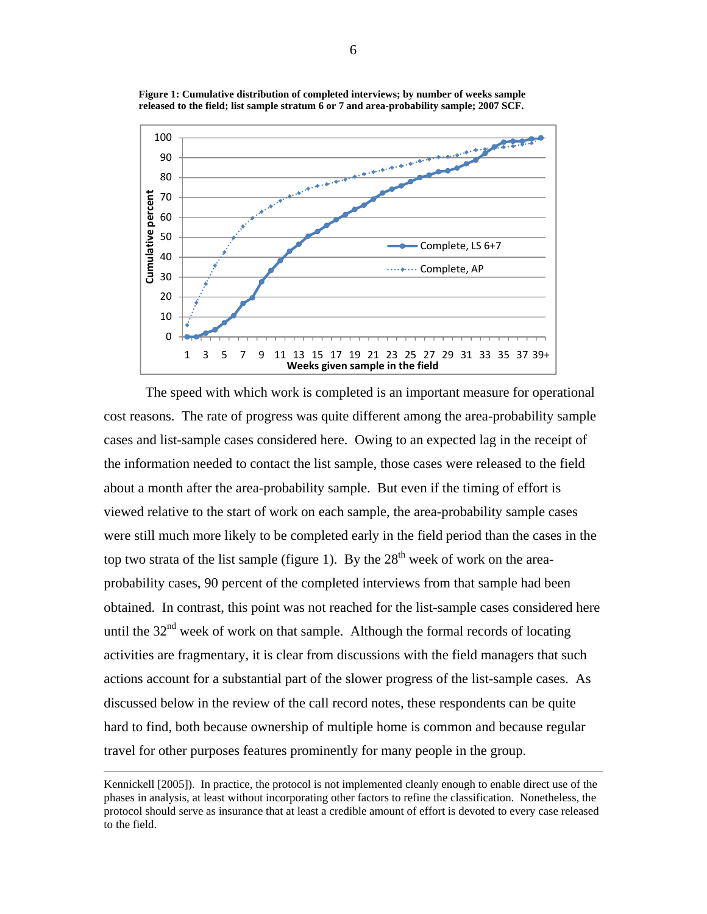**Figure 1: Cumulative distribution of completed interviews; by number of weeks sample released to the field; list sample stratum 6 or 7 and area-probability sample; 2007 SCF.**

The speed with which work is completed is an important measure for operational cost reasons. The rate of progress was quite different among the area-probability sample cases and list-sample cases considered here. Owing to an expected lag in the receipt of the information needed to contact the list sample, those cases were released to the field about a month after the area-probability sample. But even if the timing of effort is viewed relative to the start of work on each sample, the area-probability sample cases were still much more likely to be completed early in the field period than the cases in the top two strata of the list sample (figure 1). By the 28th week of work on the area-probability cases, 90 percent of the completed interviews from that sample had been obtained. In contrast, this point was not reached for the list-sample cases considered here until the 32nd week of work on that sample. Although the formal records of locating activities are fragmentary, it is clear from discussions with the field managers that such actions account for a substantial part of the slower progress of the list-sample cases. As discussed below in the review of the call record notes, these respondents can be quite hard to find, both because ownership of multiple home is common and because regular travel for other purposes features prominently for many people in the group.

---

Kennickell [2005]). In practice, the protocol is not implemented cleanly enough to enable direct use of the phases in analysis, at least without incorporating other factors to refine the classification. Nonetheless, the protocol should serve as insurance that at least a credible amount of effort is devoted to every case released to the field.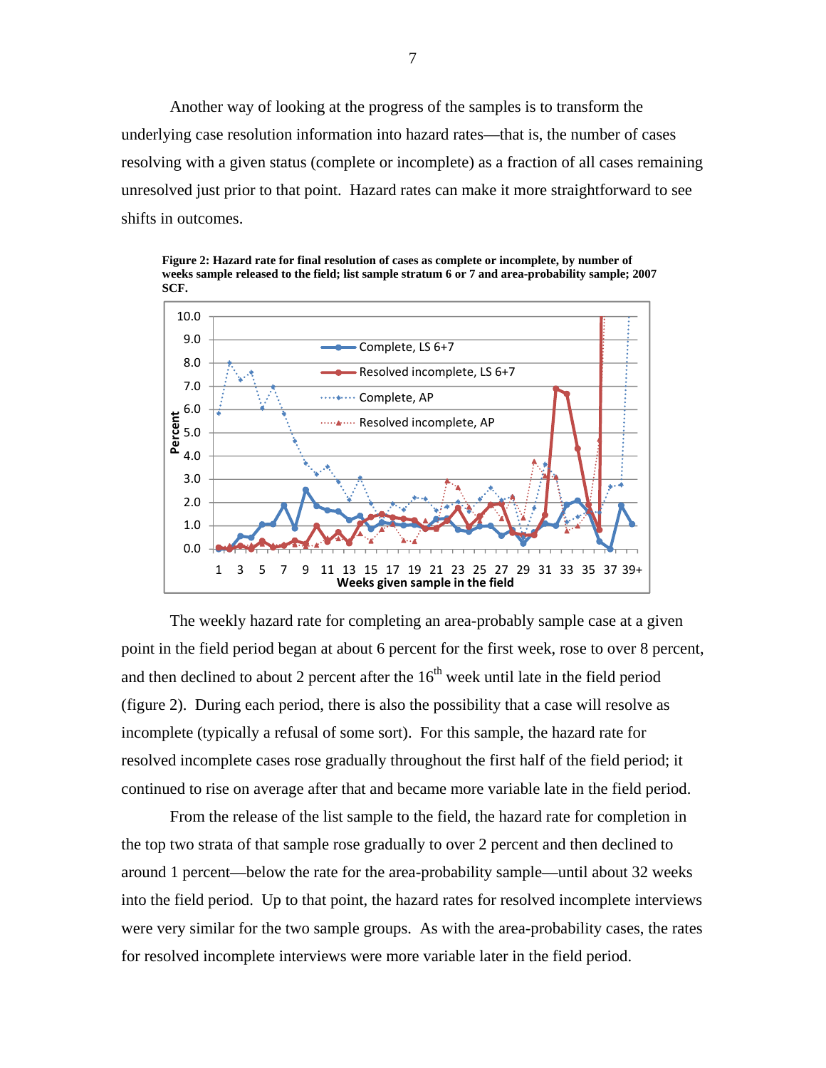Another way of looking at the progress of the samples is to transform the underlying case resolution information into hazard rates—that is, the number of cases resolving with a given status (complete or incomplete) as a fraction of all cases remaining unresolved just prior to that point. Hazard rates can make it more straightforward to see shifts in outcomes.

**Figure 2: Hazard rate for final resolution of cases as complete or incomplete, by number of weeks sample released to the field; list sample stratum 6 or 7 and area-probability sample; 2007 SCF.**

The weekly hazard rate for completing an area-probably sample case at a given point in the field period began at about 6 percent for the first week, rose to over 8 percent, and then declined to about 2 percent after the 16th week until late in the field period (figure 2). During each period, there is also the possibility that a case will resolve as incomplete (typically a refusal of some sort). For this sample, the hazard rate for resolved incomplete cases rose gradually throughout the first half of the field period; it continued to rise on average after that and became more variable late in the field period.

From the release of the list sample to the field, the hazard rate for completion in the top two strata of that sample rose gradually to over 2 percent and then declined to around 1 percent—below the rate for the area-probability sample—until about 32 weeks into the field period. Up to that point, the hazard rates for resolved incomplete interviews were very similar for the two sample groups. As with the area-probability cases, the rates for resolved incomplete interviews were more variable later in the field period.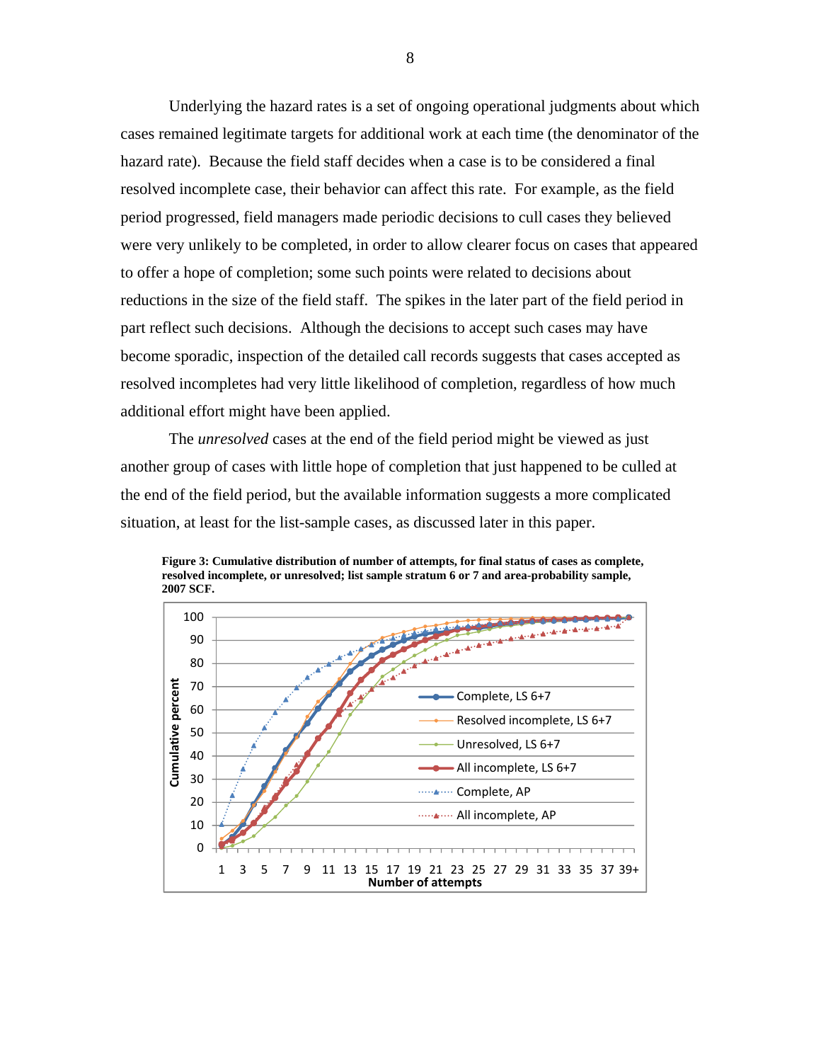Underlying the hazard rates is a set of ongoing operational judgments about which cases remained legitimate targets for additional work at each time (the denominator of the hazard rate). Because the field staff decides when a case is to be considered a final resolved incomplete case, their behavior can affect this rate. For example, as the field period progressed, field managers made periodic decisions to cull cases they believed were very unlikely to be completed, in order to allow clearer focus on cases that appeared to offer a hope of completion; some such points were related to decisions about reductions in the size of the field staff. The spikes in the later part of the field period in part reflect such decisions. Although the decisions to accept such cases may have become sporadic, inspection of the detailed call records suggests that cases accepted as resolved incompletes had very little likelihood of completion, regardless of how much additional effort might have been applied.

The *unresolved* cases at the end of the field period might be viewed as just another group of cases with little hope of completion that just happened to be culled at the end of the field period, but the available information suggests a more complicated situation, at least for the list-sample cases, as discussed later in this paper.

**Figure 3: Cumulative distribution of number of attempts, for final status of cases as complete, resolved incomplete, or unresolved; list sample stratum 6 or 7 and area-probability sample, 2007 SCF.**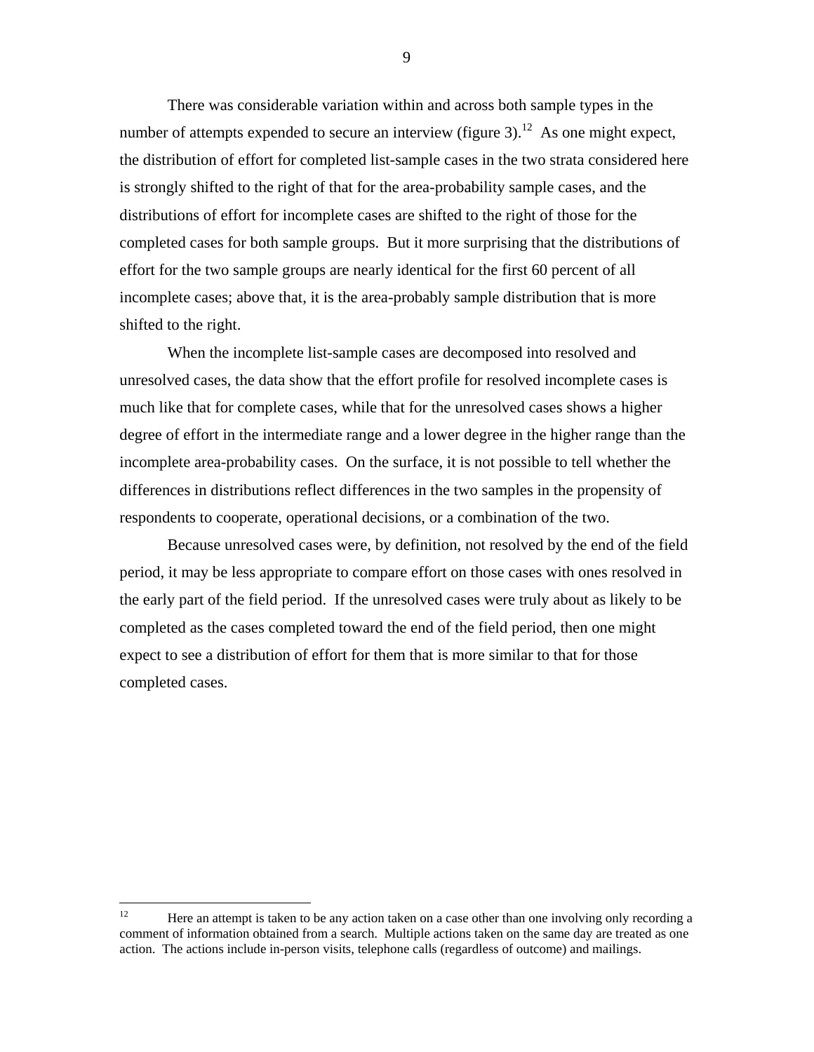There was considerable variation within and across both sample types in the number of attempts expended to secure an interview (figure 3).[12] As one might expect, the distribution of effort for completed list-sample cases in the two strata considered here is strongly shifted to the right of that for the area-probability sample cases, and the distributions of effort for incomplete cases are shifted to the right of those for the completed cases for both sample groups. But it more surprising that the distributions of effort for the two sample groups are nearly identical for the first 60 percent of all incomplete cases; above that, it is the area-probably sample distribution that is more shifted to the right.

When the incomplete list-sample cases are decomposed into resolved and unresolved cases, the data show that the effort profile for resolved incomplete cases is much like that for complete cases, while that for the unresolved cases shows a higher degree of effort in the intermediate range and a lower degree in the higher range than the incomplete area-probability cases. On the surface, it is not possible to tell whether the differences in distributions reflect differences in the two samples in the propensity of respondents to cooperate, operational decisions, or a combination of the two.

Because unresolved cases were, by definition, not resolved by the end of the field period, it may be less appropriate to compare effort on those cases with ones resolved in the early part of the field period. If the unresolved cases were truly about as likely to be completed as the cases completed toward the end of the field period, then one might expect to see a distribution of effort for them that is more similar to that for those completed cases.

---

[12] Here an attempt is taken to be any action taken on a case other than one involving only recording a comment of information obtained from a search. Multiple actions taken on the same day are treated as one action. The actions include in-person visits, telephone calls (regardless of outcome) and mailings.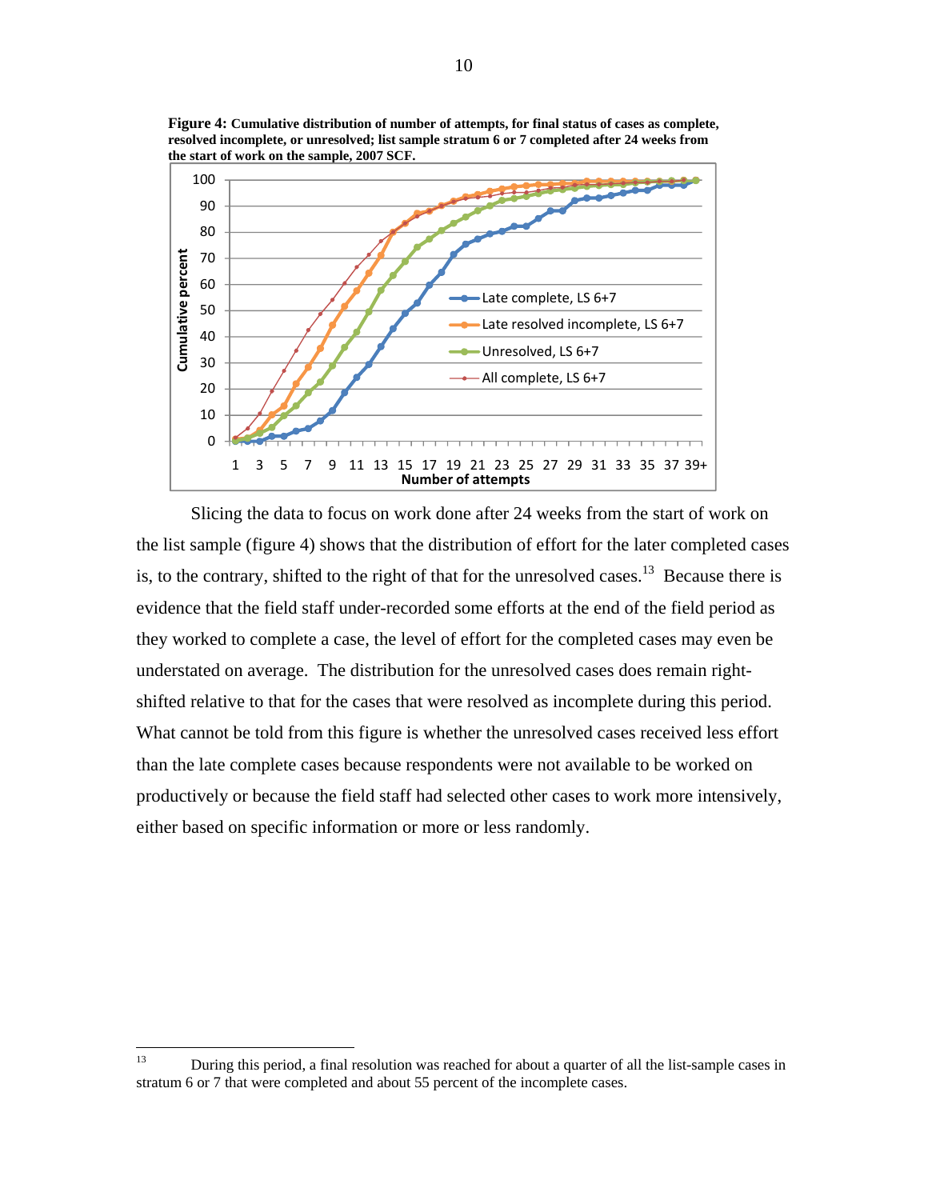**Figure 4:** **Cumulative distribution of number of attempts, for final status of cases as complete, resolved incomplete, or unresolved; list sample stratum 6 or 7 completed after 24 weeks from the start of work on the sample, 2007 SCF.**

Slicing the data to focus on work done after 24 weeks from the start of work on the list sample (figure 4) shows that the distribution of effort for the later completed cases is, to the contrary, shifted to the right of that for the unresolved cases.[13] Because there is evidence that the field staff under-recorded some efforts at the end of the field period as they worked to complete a case, the level of effort for the completed cases may even be understated on average. The distribution for the unresolved cases does remain right-shifted relative to that for the cases that were resolved as incomplete during this period. What cannot be told from this figure is whether the unresolved cases received less effort than the late complete cases because respondents were not available to be worked on productively or because the field staff had selected other cases to work more intensively, either based on specific information or more or less randomly.

---

[13] During this period, a final resolution was reached for about a quarter of all the list-sample cases in stratum 6 or 7 that were completed and about 55 percent of the incomplete cases.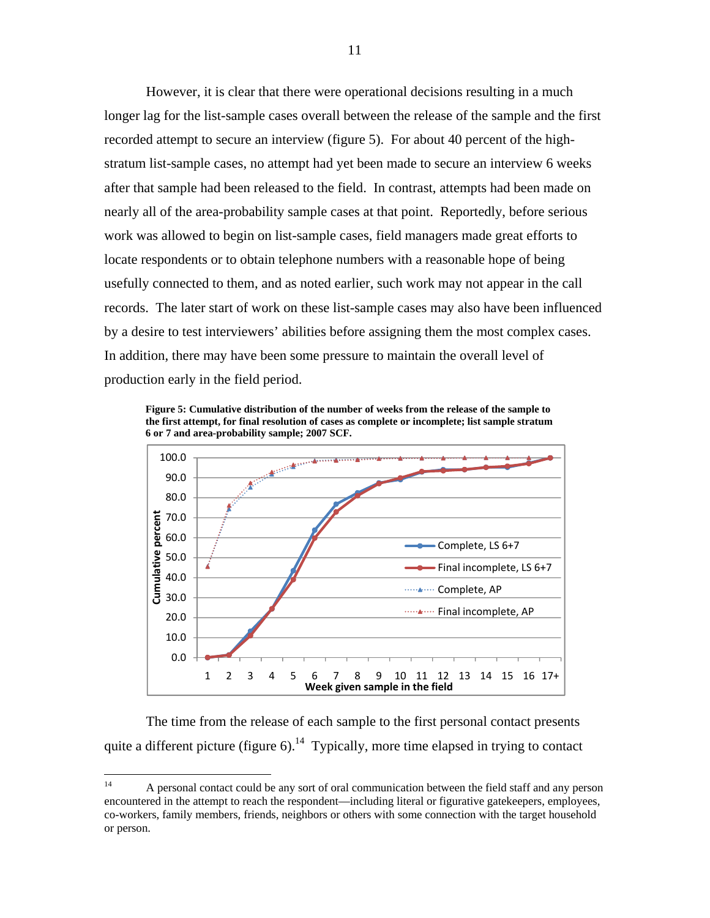However, it is clear that there were operational decisions resulting in a much longer lag for the list-sample cases overall between the release of the sample and the first recorded attempt to secure an interview (figure 5). For about 40 percent of the high-stratum list-sample cases, no attempt had yet been made to secure an interview 6 weeks after that sample had been released to the field. In contrast, attempts had been made on nearly all of the area-probability sample cases at that point. Reportedly, before serious work was allowed to begin on list-sample cases, field managers made great efforts to locate respondents or to obtain telephone numbers with a reasonable hope of being usefully connected to them, and as noted earlier, such work may not appear in the call records. The later start of work on these list-sample cases may also have been influenced by a desire to test interviewers' abilities before assigning them the most complex cases. In addition, there may have been some pressure to maintain the overall level of production early in the field period.

**Figure 5: Cumulative distribution of the number of weeks from the release of the sample to the first attempt, for final resolution of cases as complete or incomplete; list sample stratum 6 or 7 and area-probability sample; 2007 SCF.**

The time from the release of each sample to the first personal contact presents quite a different picture (figure 6).[14] Typically, more time elapsed in trying to contact

[14] A personal contact could be any sort of oral communication between the field staff and any person encountered in the attempt to reach the respondent—including literal or figurative gatekeepers, employees, co-workers, family members, friends, neighbors or others with some connection with the target household or person.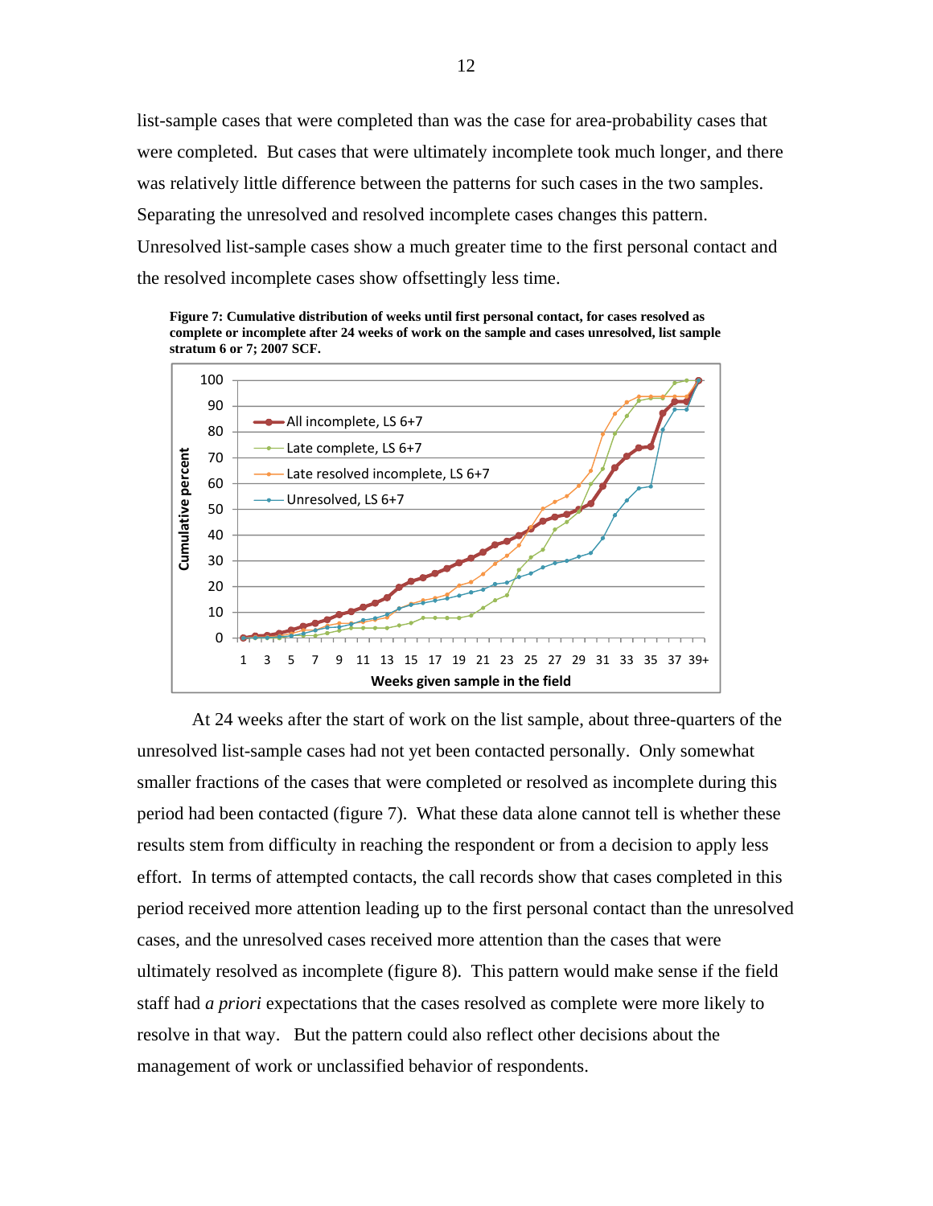list-sample cases that were completed than was the case for area-probability cases that were completed. But cases that were ultimately incomplete took much longer, and there was relatively little difference between the patterns for such cases in the two samples. Separating the unresolved and resolved incomplete cases changes this pattern. Unresolved list-sample cases show a much greater time to the first personal contact and the resolved incomplete cases show offsettingly less time.

**Figure 7: Cumulative distribution of weeks until first personal contact, for cases resolved as complete or incomplete after 24 weeks of work on the sample and cases unresolved, list sample stratum 6 or 7; 2007 SCF.**

At 24 weeks after the start of work on the list sample, about three-quarters of the unresolved list-sample cases had not yet been contacted personally. Only somewhat smaller fractions of the cases that were completed or resolved as incomplete during this period had been contacted (figure 7). What these data alone cannot tell is whether these results stem from difficulty in reaching the respondent or from a decision to apply less effort. In terms of attempted contacts, the call records show that cases completed in this period received more attention leading up to the first personal contact than the unresolved cases, and the unresolved cases received more attention than the cases that were ultimately resolved as incomplete (figure 8). This pattern would make sense if the field staff had *a priori* expectations that the cases resolved as complete were more likely to resolve in that way. But the pattern could also reflect other decisions about the management of work or unclassified behavior of respondents.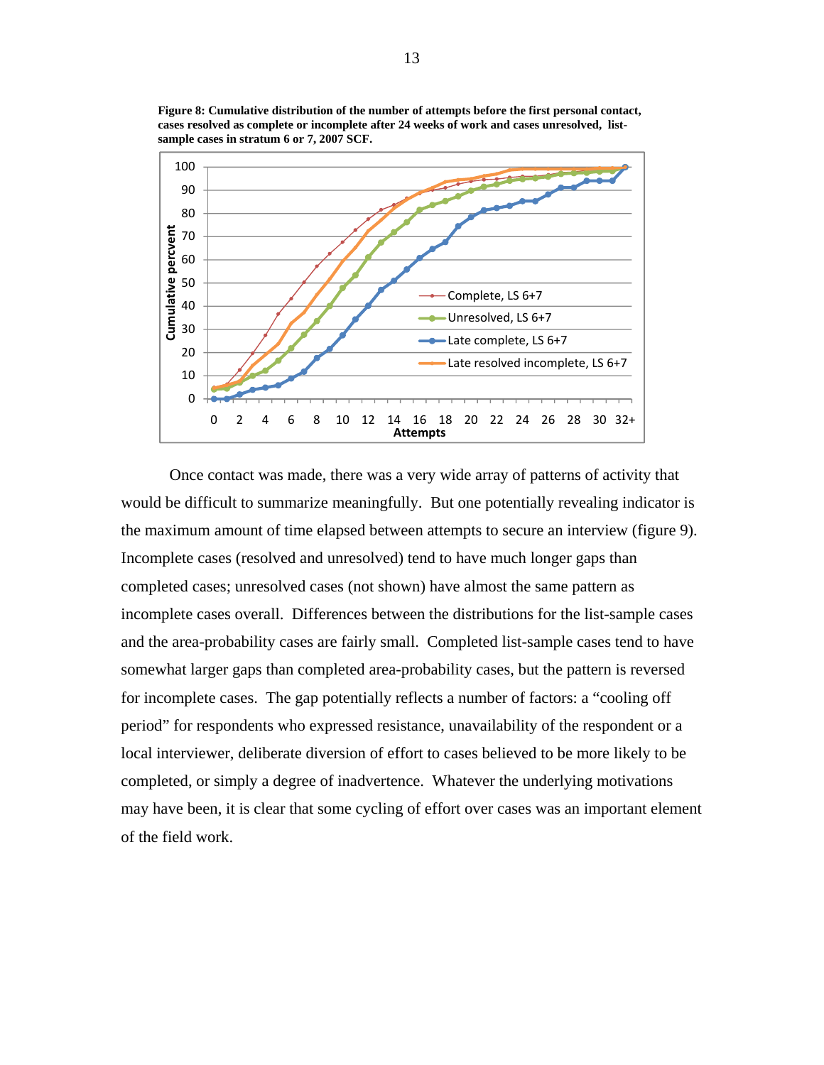**Figure 8: Cumulative distribution of the number of attempts before the first personal contact, cases resolved as complete or incomplete after 24 weeks of work and cases unresolved, list-sample cases in stratum 6 or 7, 2007 SCF.**

Once contact was made, there was a very wide array of patterns of activity that would be difficult to summarize meaningfully. But one potentially revealing indicator is the maximum amount of time elapsed between attempts to secure an interview (figure 9). Incomplete cases (resolved and unresolved) tend to have much longer gaps than completed cases; unresolved cases (not shown) have almost the same pattern as incomplete cases overall. Differences between the distributions for the list-sample cases and the area-probability cases are fairly small. Completed list-sample cases tend to have somewhat larger gaps than completed area-probability cases, but the pattern is reversed for incomplete cases. The gap potentially reflects a number of factors: a "cooling off period" for respondents who expressed resistance, unavailability of the respondent or a local interviewer, deliberate diversion of effort to cases believed to be more likely to be completed, or simply a degree of inadvertence. Whatever the underlying motivations may have been, it is clear that some cycling of effort over cases was an important element of the field work.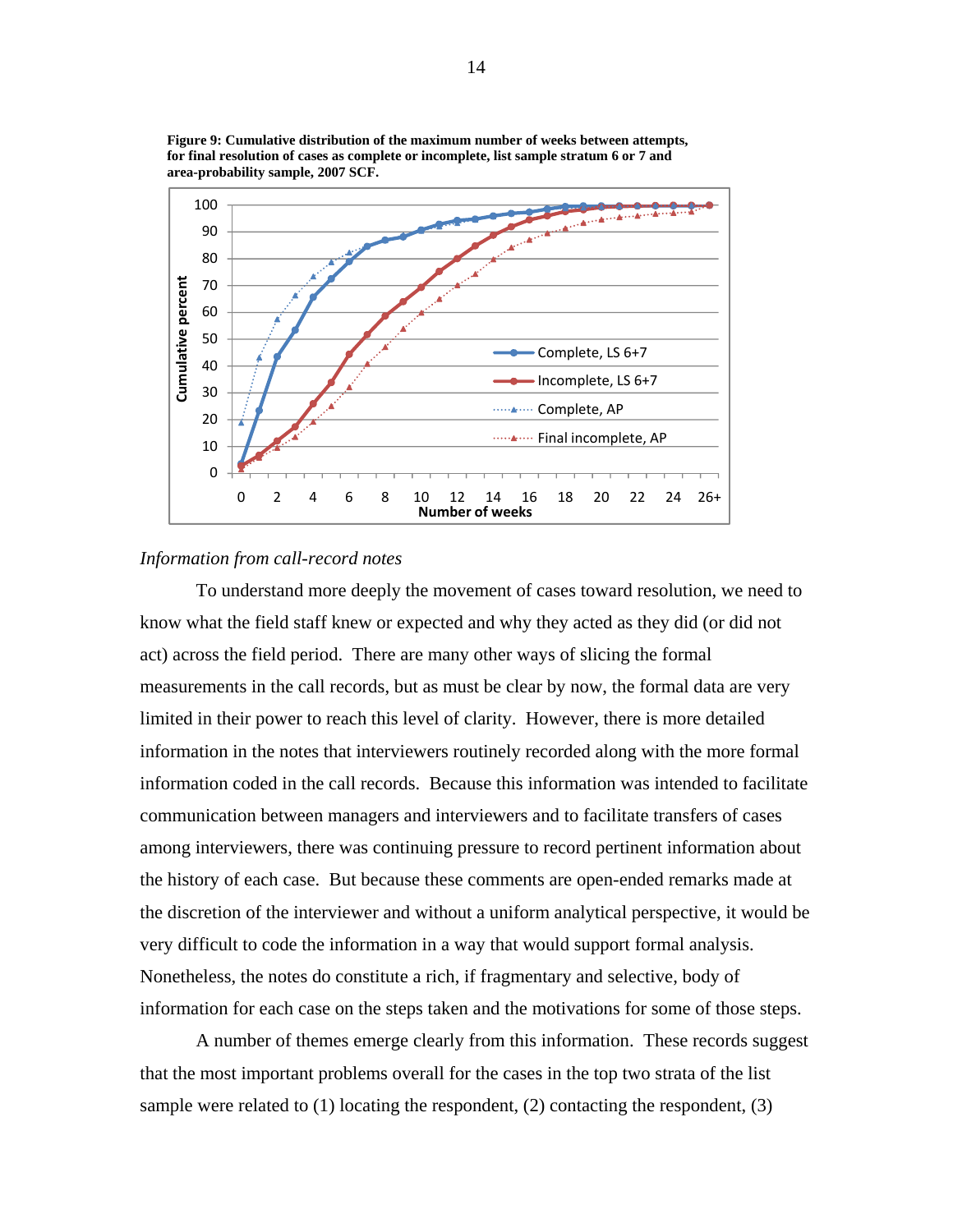**Figure 9: Cumulative distribution of the maximum number of weeks between attempts, for final resolution of cases as complete or incomplete, list sample stratum 6 or 7 and area-probability sample, 2007 SCF.**

*Information from call-record notes*

To understand more deeply the movement of cases toward resolution, we need to know what the field staff knew or expected and why they acted as they did (or did not act) across the field period. There are many other ways of slicing the formal measurements in the call records, but as must be clear by now, the formal data are very limited in their power to reach this level of clarity. However, there is more detailed information in the notes that interviewers routinely recorded along with the more formal information coded in the call records. Because this information was intended to facilitate communication between managers and interviewers and to facilitate transfers of cases among interviewers, there was continuing pressure to record pertinent information about the history of each case. But because these comments are open-ended remarks made at the discretion of the interviewer and without a uniform analytical perspective, it would be very difficult to code the information in a way that would support formal analysis. Nonetheless, the notes do constitute a rich, if fragmentary and selective, body of information for each case on the steps taken and the motivations for some of those steps.

A number of themes emerge clearly from this information. These records suggest that the most important problems overall for the cases in the top two strata of the list sample were related to (1) locating the respondent, (2) contacting the respondent, (3)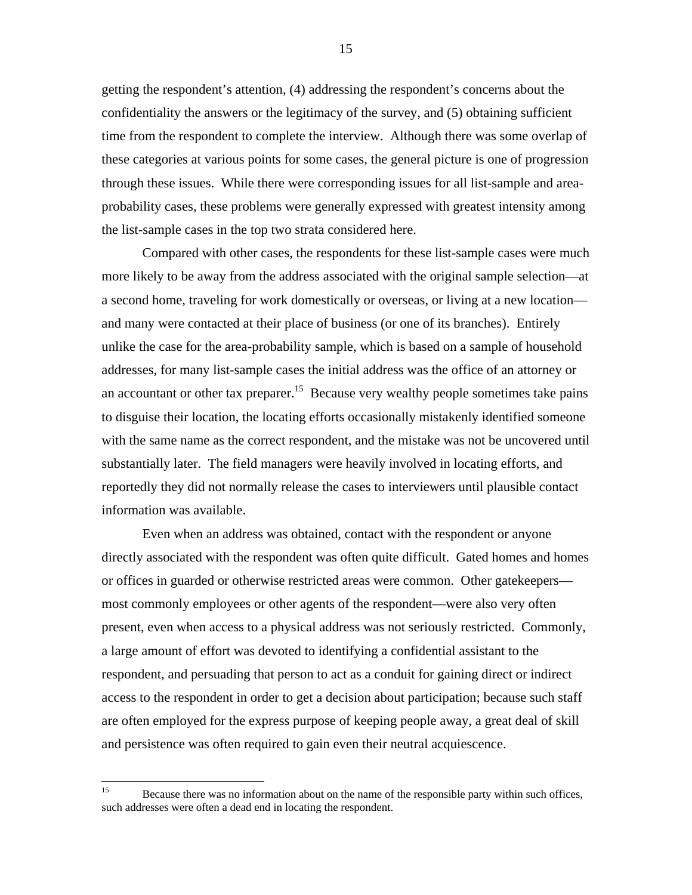getting the respondent's attention, (4) addressing the respondent's concerns about the confidentiality the answers or the legitimacy of the survey, and (5) obtaining sufficient time from the respondent to complete the interview. Although there was some overlap of these categories at various points for some cases, the general picture is one of progression through these issues. While there were corresponding issues for all list-sample and area-probability cases, these problems were generally expressed with greatest intensity among the list-sample cases in the top two strata considered here.

Compared with other cases, the respondents for these list-sample cases were much more likely to be away from the address associated with the original sample selection—at a second home, traveling for work domestically or overseas, or living at a new location—and many were contacted at their place of business (or one of its branches). Entirely unlike the case for the area-probability sample, which is based on a sample of household addresses, for many list-sample cases the initial address was the office of an attorney or an accountant or other tax preparer.[15] Because very wealthy people sometimes take pains to disguise their location, the locating efforts occasionally mistakenly identified someone with the same name as the correct respondent, and the mistake was not be uncovered until substantially later. The field managers were heavily involved in locating efforts, and reportedly they did not normally release the cases to interviewers until plausible contact information was available.

Even when an address was obtained, contact with the respondent or anyone directly associated with the respondent was often quite difficult. Gated homes and homes or offices in guarded or otherwise restricted areas were common. Other gatekeepers—most commonly employees or other agents of the respondent—were also very often present, even when access to a physical address was not seriously restricted. Commonly, a large amount of effort was devoted to identifying a confidential assistant to the respondent, and persuading that person to act as a conduit for gaining direct or indirect access to the respondent in order to get a decision about participation; because such staff are often employed for the express purpose of keeping people away, a great deal of skill and persistence was often required to gain even their neutral acquiescence.

---

[15] Because there was no information about on the name of the responsible party within such offices, such addresses were often a dead end in locating the respondent.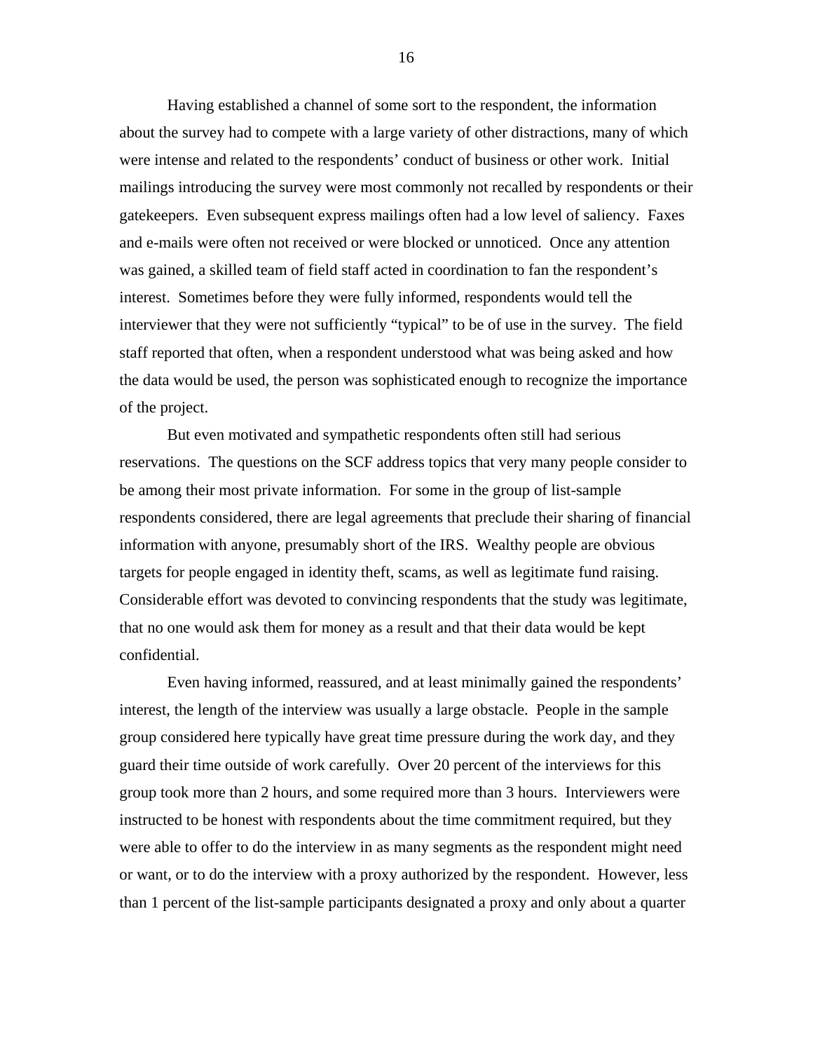Having established a channel of some sort to the respondent, the information about the survey had to compete with a large variety of other distractions, many of which were intense and related to the respondents' conduct of business or other work. Initial mailings introducing the survey were most commonly not recalled by respondents or their gatekeepers. Even subsequent express mailings often had a low level of saliency. Faxes and e-mails were often not received or were blocked or unnoticed. Once any attention was gained, a skilled team of field staff acted in coordination to fan the respondent's interest. Sometimes before they were fully informed, respondents would tell the interviewer that they were not sufficiently "typical" to be of use in the survey. The field staff reported that often, when a respondent understood what was being asked and how the data would be used, the person was sophisticated enough to recognize the importance of the project.

But even motivated and sympathetic respondents often still had serious reservations. The questions on the SCF address topics that very many people consider to be among their most private information. For some in the group of list-sample respondents considered, there are legal agreements that preclude their sharing of financial information with anyone, presumably short of the IRS. Wealthy people are obvious targets for people engaged in identity theft, scams, as well as legitimate fund raising. Considerable effort was devoted to convincing respondents that the study was legitimate, that no one would ask them for money as a result and that their data would be kept confidential.

Even having informed, reassured, and at least minimally gained the respondents' interest, the length of the interview was usually a large obstacle. People in the sample group considered here typically have great time pressure during the work day, and they guard their time outside of work carefully. Over 20 percent of the interviews for this group took more than 2 hours, and some required more than 3 hours. Interviewers were instructed to be honest with respondents about the time commitment required, but they were able to offer to do the interview in as many segments as the respondent might need or want, or to do the interview with a proxy authorized by the respondent. However, less than 1 percent of the list-sample participants designated a proxy and only about a quarter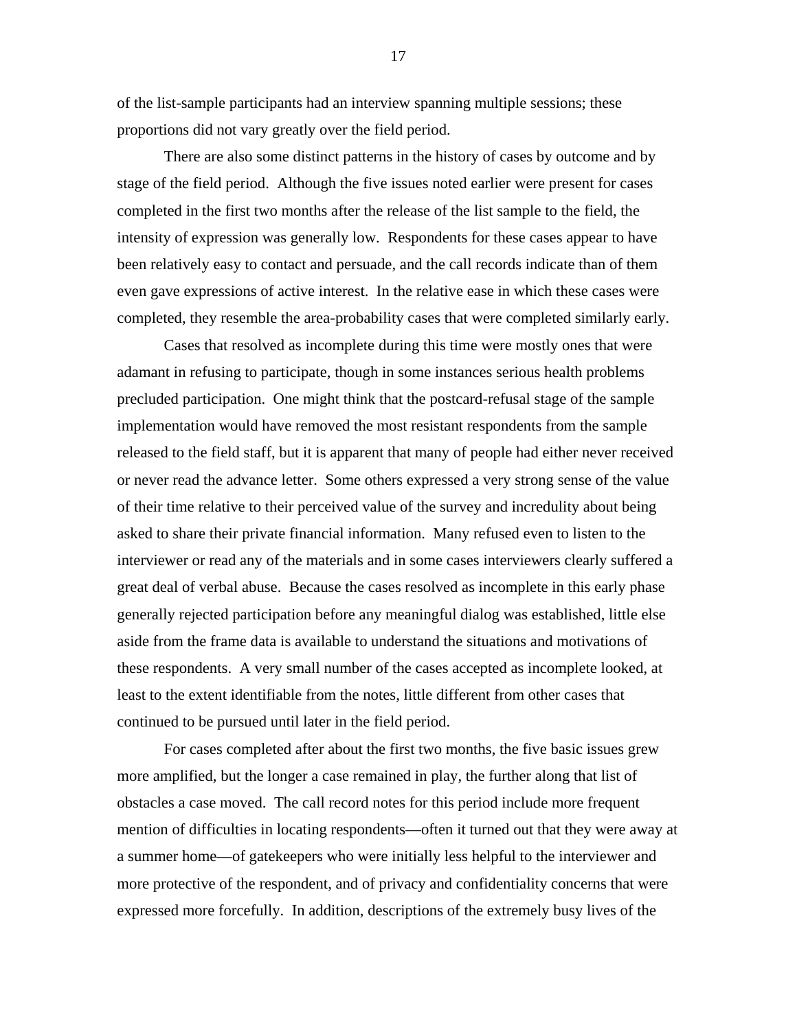of the list-sample participants had an interview spanning multiple sessions; these proportions did not vary greatly over the field period.

There are also some distinct patterns in the history of cases by outcome and by stage of the field period. Although the five issues noted earlier were present for cases completed in the first two months after the release of the list sample to the field, the intensity of expression was generally low. Respondents for these cases appear to have been relatively easy to contact and persuade, and the call records indicate than of them even gave expressions of active interest. In the relative ease in which these cases were completed, they resemble the area-probability cases that were completed similarly early.

Cases that resolved as incomplete during this time were mostly ones that were adamant in refusing to participate, though in some instances serious health problems precluded participation. One might think that the postcard-refusal stage of the sample implementation would have removed the most resistant respondents from the sample released to the field staff, but it is apparent that many of people had either never received or never read the advance letter. Some others expressed a very strong sense of the value of their time relative to their perceived value of the survey and incredulity about being asked to share their private financial information. Many refused even to listen to the interviewer or read any of the materials and in some cases interviewers clearly suffered a great deal of verbal abuse. Because the cases resolved as incomplete in this early phase generally rejected participation before any meaningful dialog was established, little else aside from the frame data is available to understand the situations and motivations of these respondents. A very small number of the cases accepted as incomplete looked, at least to the extent identifiable from the notes, little different from other cases that continued to be pursued until later in the field period.

For cases completed after about the first two months, the five basic issues grew more amplified, but the longer a case remained in play, the further along that list of obstacles a case moved. The call record notes for this period include more frequent mention of difficulties in locating respondents—often it turned out that they were away at a summer home—of gatekeepers who were initially less helpful to the interviewer and more protective of the respondent, and of privacy and confidentiality concerns that were expressed more forcefully. In addition, descriptions of the extremely busy lives of the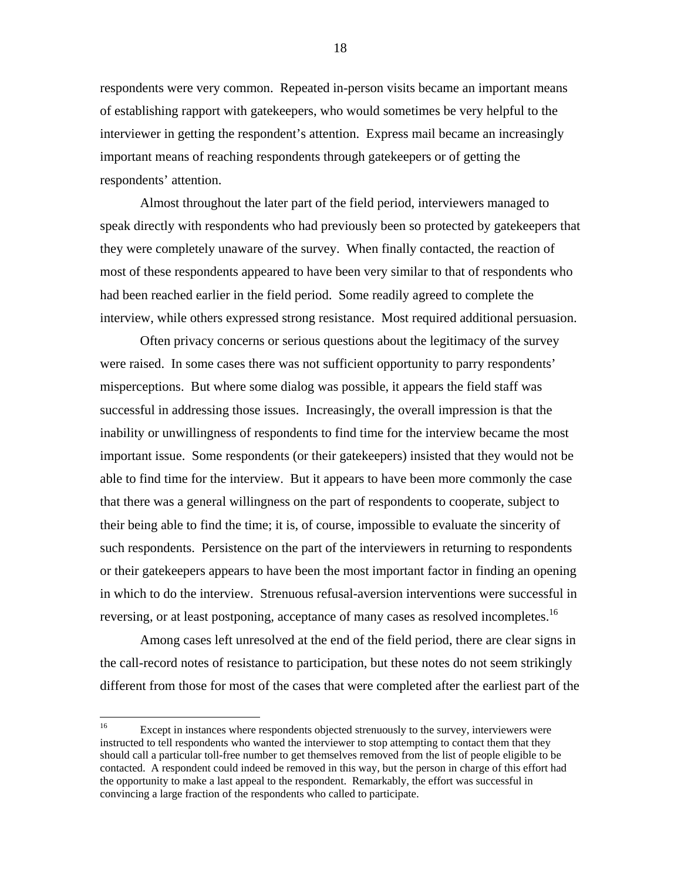respondents were very common. Repeated in-person visits became an important means of establishing rapport with gatekeepers, who would sometimes be very helpful to the interviewer in getting the respondent's attention. Express mail became an increasingly important means of reaching respondents through gatekeepers or of getting the respondents' attention.

Almost throughout the later part of the field period, interviewers managed to speak directly with respondents who had previously been so protected by gatekeepers that they were completely unaware of the survey. When finally contacted, the reaction of most of these respondents appeared to have been very similar to that of respondents who had been reached earlier in the field period. Some readily agreed to complete the interview, while others expressed strong resistance. Most required additional persuasion.

Often privacy concerns or serious questions about the legitimacy of the survey were raised. In some cases there was not sufficient opportunity to parry respondents' misperceptions. But where some dialog was possible, it appears the field staff was successful in addressing those issues. Increasingly, the overall impression is that the inability or unwillingness of respondents to find time for the interview became the most important issue. Some respondents (or their gatekeepers) insisted that they would not be able to find time for the interview. But it appears to have been more commonly the case that there was a general willingness on the part of respondents to cooperate, subject to their being able to find the time; it is, of course, impossible to evaluate the sincerity of such respondents. Persistence on the part of the interviewers in returning to respondents or their gatekeepers appears to have been the most important factor in finding an opening in which to do the interview. Strenuous refusal-aversion interventions were successful in reversing, or at least postponing, acceptance of many cases as resolved incompletes.[16]

Among cases left unresolved at the end of the field period, there are clear signs in the call-record notes of resistance to participation, but these notes do not seem strikingly different from those for most of the cases that were completed after the earliest part of the

---

[16] Except in instances where respondents objected strenuously to the survey, interviewers were instructed to tell respondents who wanted the interviewer to stop attempting to contact them that they should call a particular toll-free number to get themselves removed from the list of people eligible to be contacted. A respondent could indeed be removed in this way, but the person in charge of this effort had the opportunity to make a last appeal to the respondent. Remarkably, the effort was successful in convincing a large fraction of the respondents who called to participate.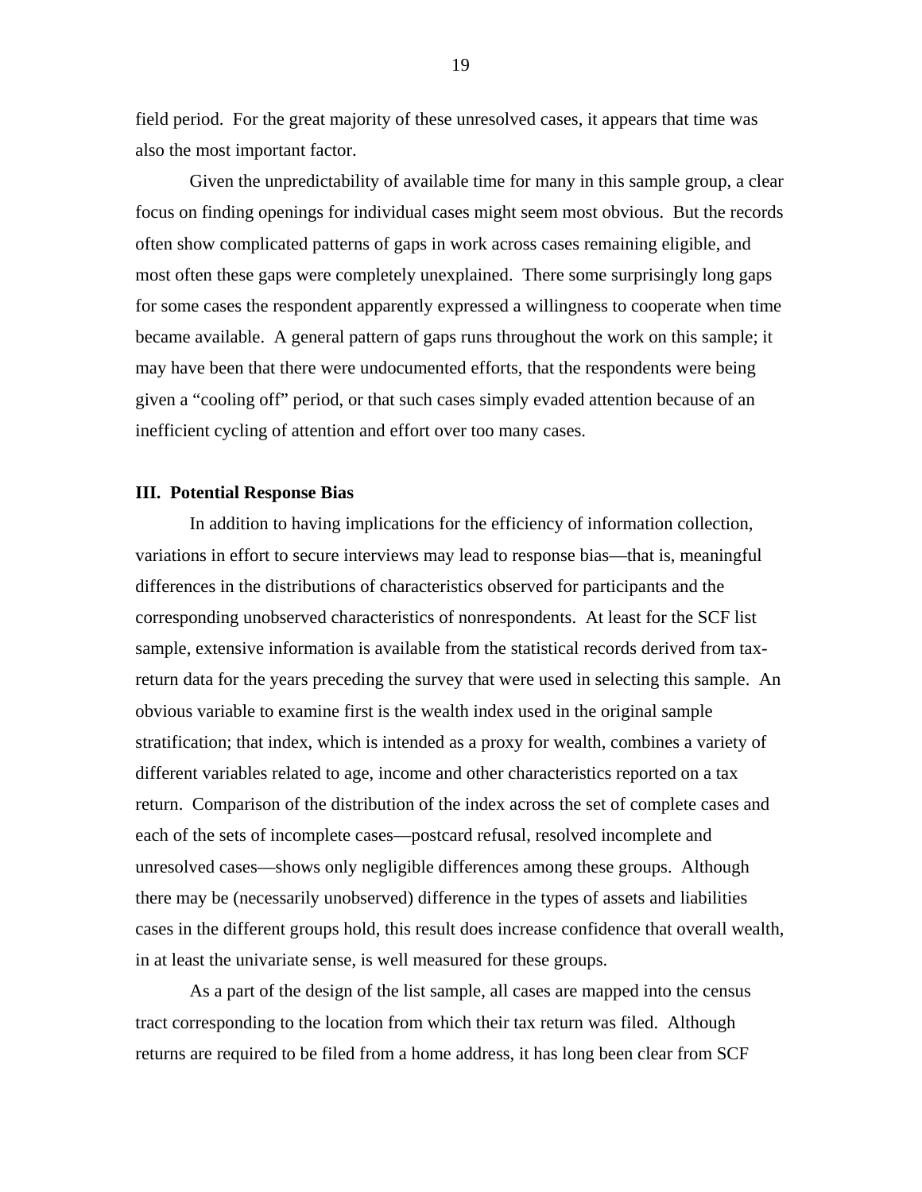field period. For the great majority of these unresolved cases, it appears that time was also the most important factor.

Given the unpredictability of available time for many in this sample group, a clear focus on finding openings for individual cases might seem most obvious. But the records often show complicated patterns of gaps in work across cases remaining eligible, and most often these gaps were completely unexplained. There some surprisingly long gaps for some cases the respondent apparently expressed a willingness to cooperate when time became available. A general pattern of gaps runs throughout the work on this sample; it may have been that there were undocumented efforts, that the respondents were being given a "cooling off" period, or that such cases simply evaded attention because of an inefficient cycling of attention and effort over too many cases.

## III. Potential Response Bias

In addition to having implications for the efficiency of information collection, variations in effort to secure interviews may lead to response bias—that is, meaningful differences in the distributions of characteristics observed for participants and the corresponding unobserved characteristics of nonrespondents. At least for the SCF list sample, extensive information is available from the statistical records derived from tax-return data for the years preceding the survey that were used in selecting this sample. An obvious variable to examine first is the wealth index used in the original sample stratification; that index, which is intended as a proxy for wealth, combines a variety of different variables related to age, income and other characteristics reported on a tax return. Comparison of the distribution of the index across the set of complete cases and each of the sets of incomplete cases—postcard refusal, resolved incomplete and unresolved cases—shows only negligible differences among these groups. Although there may be (necessarily unobserved) difference in the types of assets and liabilities cases in the different groups hold, this result does increase confidence that overall wealth, in at least the univariate sense, is well measured for these groups.

As a part of the design of the list sample, all cases are mapped into the census tract corresponding to the location from which their tax return was filed. Although returns are required to be filed from a home address, it has long been clear from SCF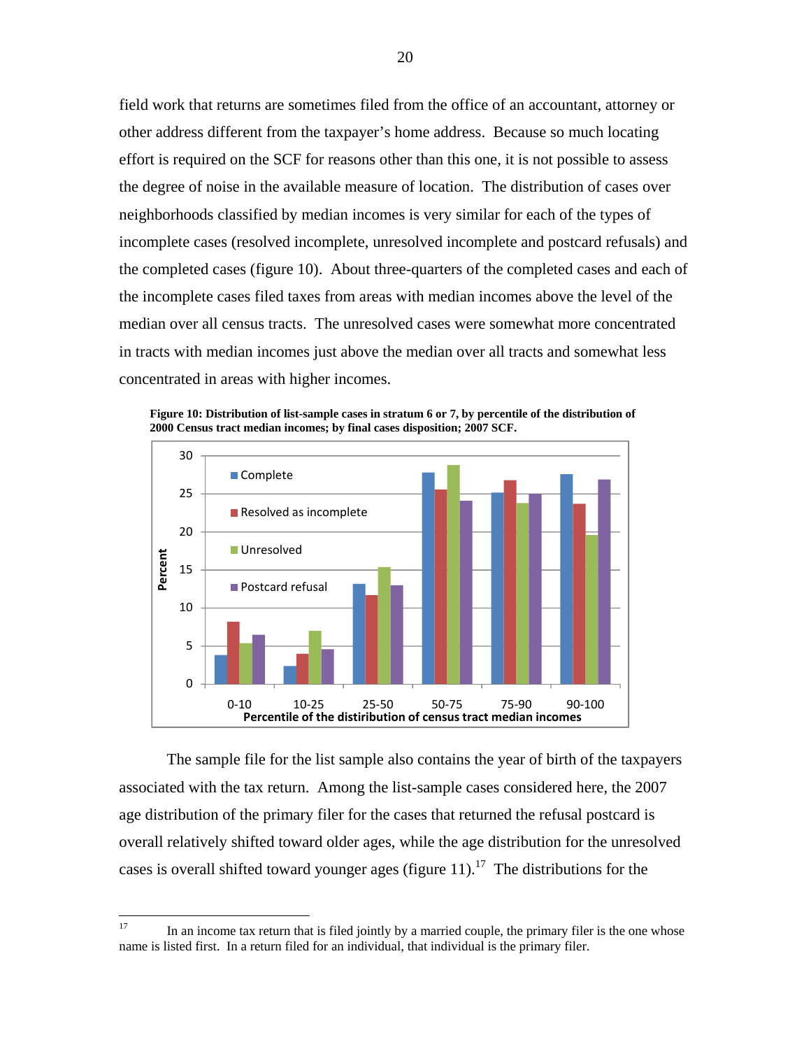field work that returns are sometimes filed from the office of an accountant, attorney or other address different from the taxpayer's home address. Because so much locating effort is required on the SCF for reasons other than this one, it is not possible to assess the degree of noise in the available measure of location. The distribution of cases over neighborhoods classified by median incomes is very similar for each of the types of incomplete cases (resolved incomplete, unresolved incomplete and postcard refusals) and the completed cases (figure 10). About three-quarters of the completed cases and each of the incomplete cases filed taxes from areas with median incomes above the level of the median over all census tracts. The unresolved cases were somewhat more concentrated in tracts with median incomes just above the median over all tracts and somewhat less concentrated in areas with higher incomes.

**Figure 10: Distribution of list-sample cases in stratum 6 or 7, by percentile of the distribution of 2000 Census tract median incomes; by final cases disposition; 2007 SCF.**

The sample file for the list sample also contains the year of birth of the taxpayers associated with the tax return. Among the list-sample cases considered here, the 2007 age distribution of the primary filer for the cases that returned the refusal postcard is overall relatively shifted toward older ages, while the age distribution for the unresolved cases is overall shifted toward younger ages (figure 11).[17] The distributions for the

[17] In an income tax return that is filed jointly by a married couple, the primary filer is the one whose name is listed first. In a return filed for an individual, that individual is the primary filer.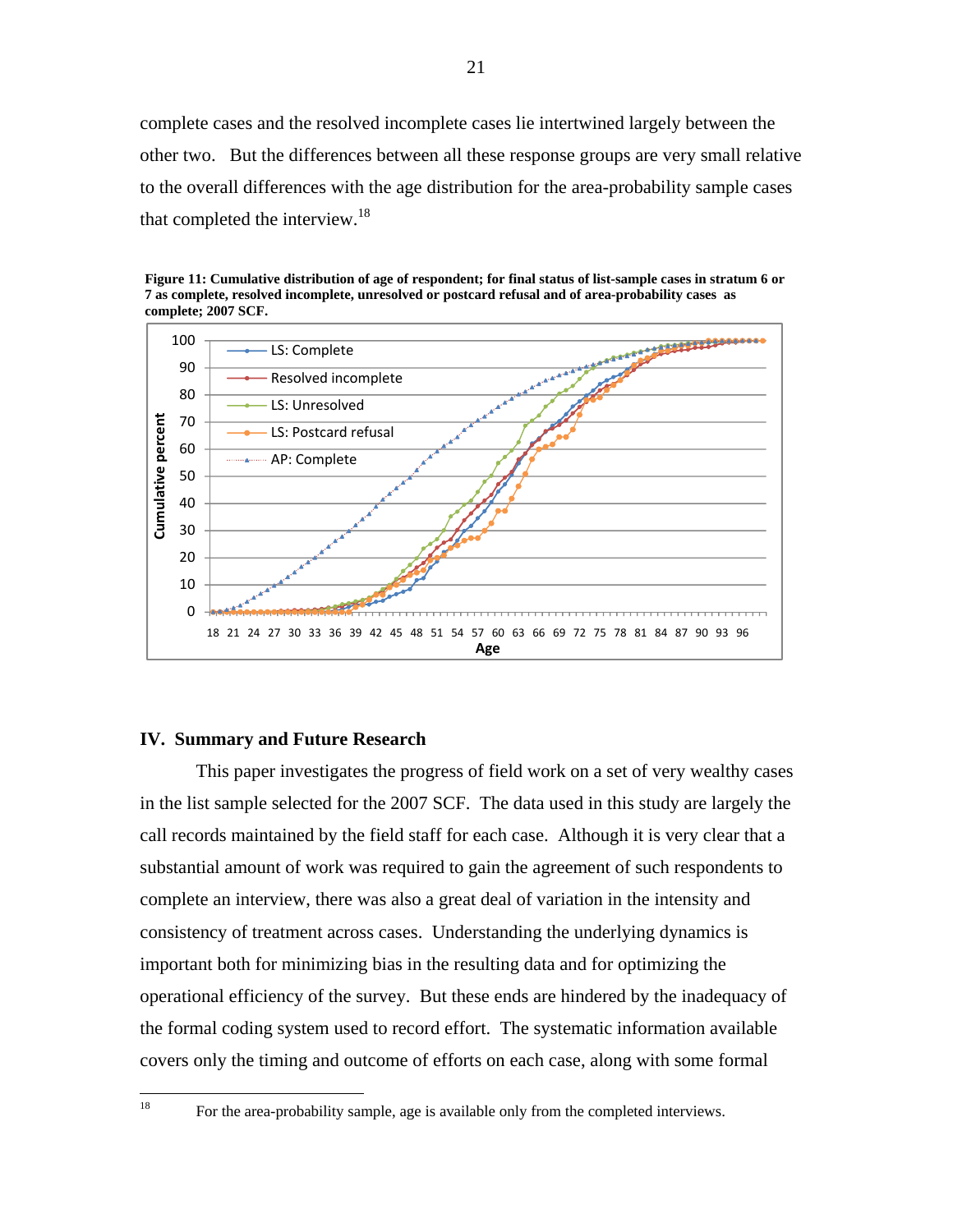complete cases and the resolved incomplete cases lie intertwined largely between the other two. But the differences between all these response groups are very small relative to the overall differences with the age distribution for the area-probability sample cases that completed the interview.[18]

**Figure 11: Cumulative distribution of age of respondent; for final status of list-sample cases in stratum 6 or 7 as complete, resolved incomplete, unresolved or postcard refusal and of area-probability cases as complete; 2007 SCF.**

## IV. Summary and Future Research

This paper investigates the progress of field work on a set of very wealthy cases in the list sample selected for the 2007 SCF. The data used in this study are largely the call records maintained by the field staff for each case. Although it is very clear that a substantial amount of work was required to gain the agreement of such respondents to complete an interview, there was also a great deal of variation in the intensity and consistency of treatment across cases. Understanding the underlying dynamics is important both for minimizing bias in the resulting data and for optimizing the operational efficiency of the survey. But these ends are hindered by the inadequacy of the formal coding system used to record effort. The systematic information available covers only the timing and outcome of efforts on each case, along with some formal

[18] For the area-probability sample, age is available only from the completed interviews.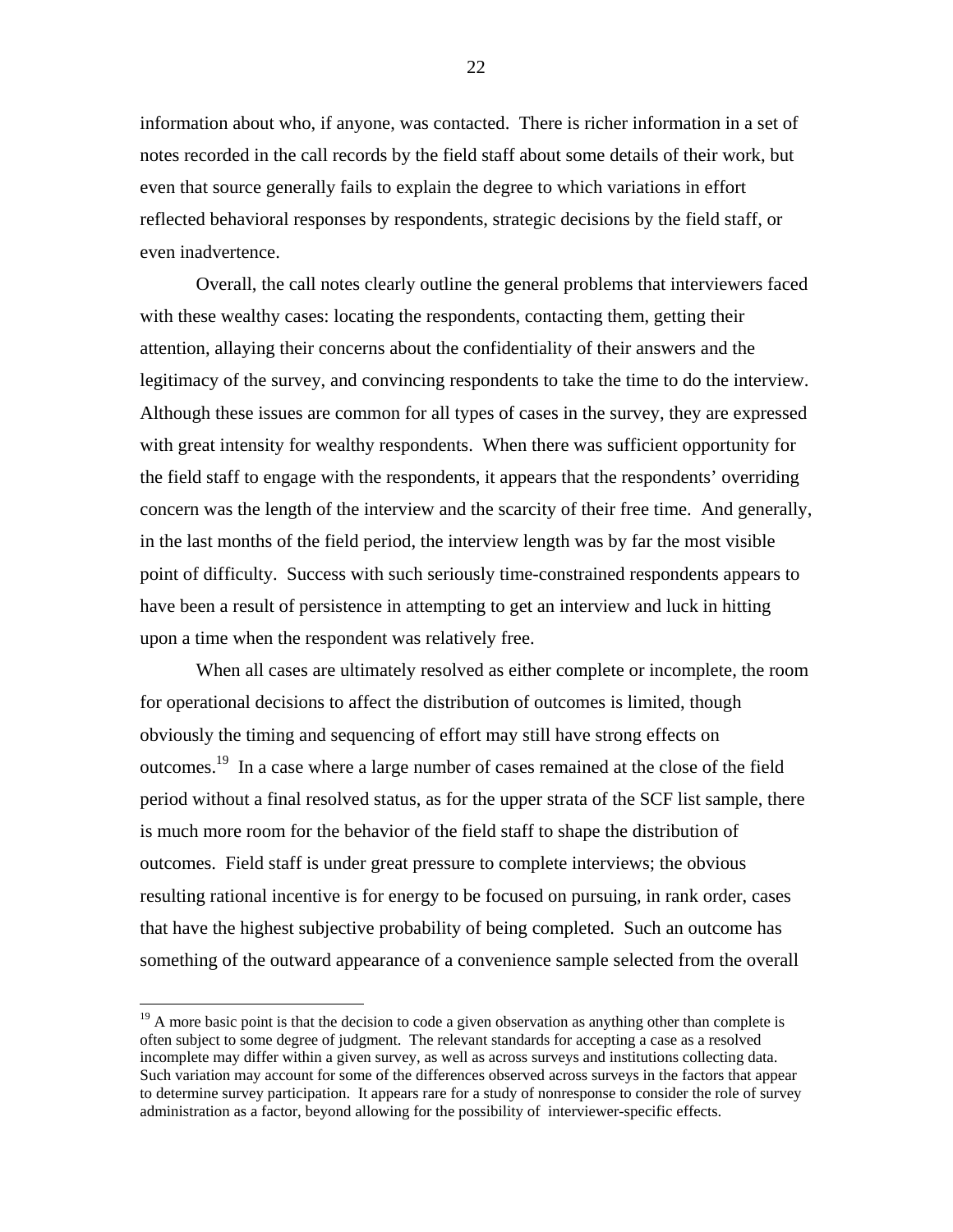information about who, if anyone, was contacted. There is richer information in a set of notes recorded in the call records by the field staff about some details of their work, but even that source generally fails to explain the degree to which variations in effort reflected behavioral responses by respondents, strategic decisions by the field staff, or even inadvertence.

Overall, the call notes clearly outline the general problems that interviewers faced with these wealthy cases: locating the respondents, contacting them, getting their attention, allaying their concerns about the confidentiality of their answers and the legitimacy of the survey, and convincing respondents to take the time to do the interview. Although these issues are common for all types of cases in the survey, they are expressed with great intensity for wealthy respondents. When there was sufficient opportunity for the field staff to engage with the respondents, it appears that the respondents' overriding concern was the length of the interview and the scarcity of their free time. And generally, in the last months of the field period, the interview length was by far the most visible point of difficulty. Success with such seriously time-constrained respondents appears to have been a result of persistence in attempting to get an interview and luck in hitting upon a time when the respondent was relatively free.

When all cases are ultimately resolved as either complete or incomplete, the room for operational decisions to affect the distribution of outcomes is limited, though obviously the timing and sequencing of effort may still have strong effects on outcomes.[19] In a case where a large number of cases remained at the close of the field period without a final resolved status, as for the upper strata of the SCF list sample, there is much more room for the behavior of the field staff to shape the distribution of outcomes. Field staff is under great pressure to complete interviews; the obvious resulting rational incentive is for energy to be focused on pursuing, in rank order, cases that have the highest subjective probability of being completed. Such an outcome has something of the outward appearance of a convenience sample selected from the overall

[19] A more basic point is that the decision to code a given observation as anything other than complete is often subject to some degree of judgment. The relevant standards for accepting a case as a resolved incomplete may differ within a given survey, as well as across surveys and institutions collecting data. Such variation may account for some of the differences observed across surveys in the factors that appear to determine survey participation. It appears rare for a study of nonresponse to consider the role of survey administration as a factor, beyond allowing for the possibility of interviewer-specific effects.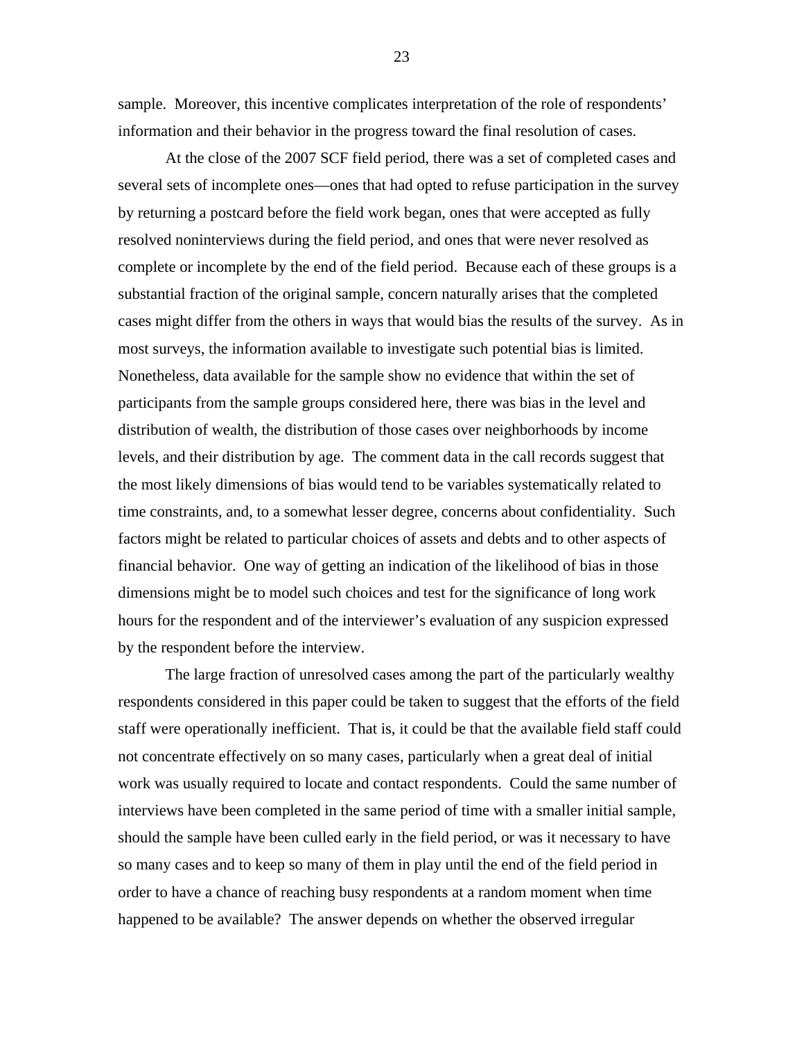sample. Moreover, this incentive complicates interpretation of the role of respondents' information and their behavior in the progress toward the final resolution of cases.

At the close of the 2007 SCF field period, there was a set of completed cases and several sets of incomplete ones—ones that had opted to refuse participation in the survey by returning a postcard before the field work began, ones that were accepted as fully resolved noninterviews during the field period, and ones that were never resolved as complete or incomplete by the end of the field period. Because each of these groups is a substantial fraction of the original sample, concern naturally arises that the completed cases might differ from the others in ways that would bias the results of the survey. As in most surveys, the information available to investigate such potential bias is limited. Nonetheless, data available for the sample show no evidence that within the set of participants from the sample groups considered here, there was bias in the level and distribution of wealth, the distribution of those cases over neighborhoods by income levels, and their distribution by age. The comment data in the call records suggest that the most likely dimensions of bias would tend to be variables systematically related to time constraints, and, to a somewhat lesser degree, concerns about confidentiality. Such factors might be related to particular choices of assets and debts and to other aspects of financial behavior. One way of getting an indication of the likelihood of bias in those dimensions might be to model such choices and test for the significance of long work hours for the respondent and of the interviewer's evaluation of any suspicion expressed by the respondent before the interview.

The large fraction of unresolved cases among the part of the particularly wealthy respondents considered in this paper could be taken to suggest that the efforts of the field staff were operationally inefficient. That is, it could be that the available field staff could not concentrate effectively on so many cases, particularly when a great deal of initial work was usually required to locate and contact respondents. Could the same number of interviews have been completed in the same period of time with a smaller initial sample, should the sample have been culled early in the field period, or was it necessary to have so many cases and to keep so many of them in play until the end of the field period in order to have a chance of reaching busy respondents at a random moment when time happened to be available? The answer depends on whether the observed irregular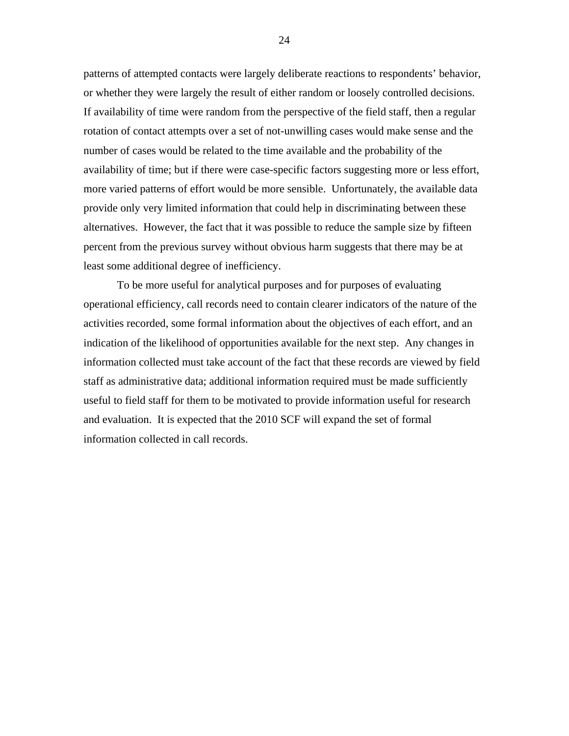patterns of attempted contacts were largely deliberate reactions to respondents' behavior, or whether they were largely the result of either random or loosely controlled decisions. If availability of time were random from the perspective of the field staff, then a regular rotation of contact attempts over a set of not-unwilling cases would make sense and the number of cases would be related to the time available and the probability of the availability of time; but if there were case-specific factors suggesting more or less effort, more varied patterns of effort would be more sensible. Unfortunately, the available data provide only very limited information that could help in discriminating between these alternatives. However, the fact that it was possible to reduce the sample size by fifteen percent from the previous survey without obvious harm suggests that there may be at least some additional degree of inefficiency.

To be more useful for analytical purposes and for purposes of evaluating operational efficiency, call records need to contain clearer indicators of the nature of the activities recorded, some formal information about the objectives of each effort, and an indication of the likelihood of opportunities available for the next step. Any changes in information collected must take account of the fact that these records are viewed by field staff as administrative data; additional information required must be made sufficiently useful to field staff for them to be motivated to provide information useful for research and evaluation. It is expected that the 2010 SCF will expand the set of formal information collected in call records.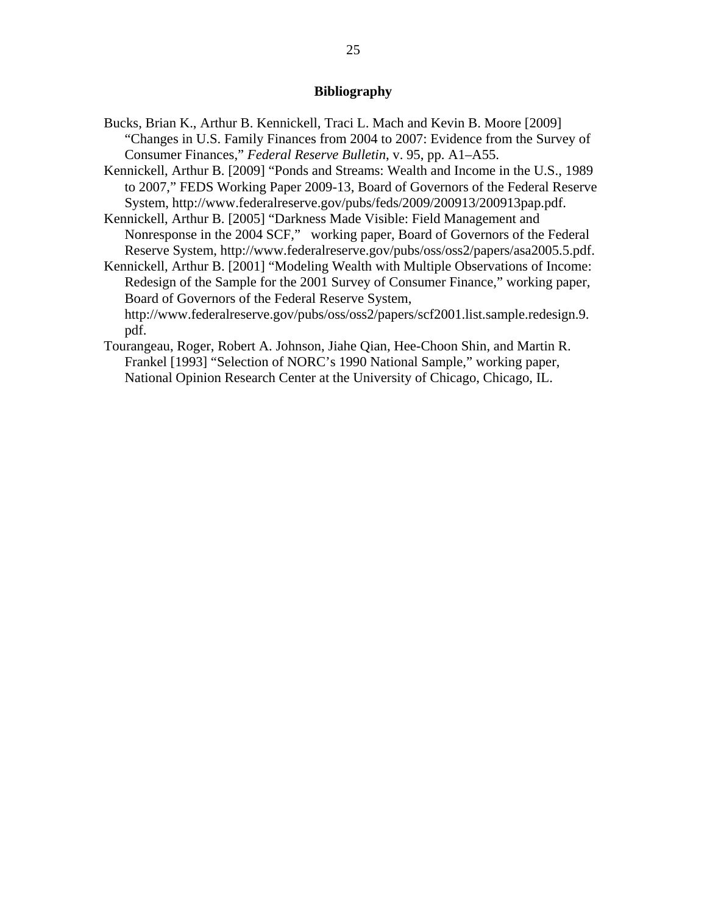## Bibliography

Bucks, Brian K., Arthur B. Kennickell, Traci L. Mach and Kevin B. Moore [2009] "Changes in U.S. Family Finances from 2004 to 2007: Evidence from the Survey of Consumer Finances," *Federal Reserve Bulletin*, v. 95, pp. A1–A55.

Kennickell, Arthur B. [2009] "Ponds and Streams: Wealth and Income in the U.S., 1989 to 2007," FEDS Working Paper 2009-13, Board of Governors of the Federal Reserve System, http://www.federalreserve.gov/pubs/feds/2009/200913/200913pap.pdf.

Kennickell, Arthur B. [2005] "Darkness Made Visible: Field Management and Nonresponse in the 2004 SCF," working paper, Board of Governors of the Federal Reserve System, http://www.federalreserve.gov/pubs/oss/oss2/papers/asa2005.5.pdf.

Kennickell, Arthur B. [2001] "Modeling Wealth with Multiple Observations of Income: Redesign of the Sample for the 2001 Survey of Consumer Finance," working paper, Board of Governors of the Federal Reserve System, http://www.federalreserve.gov/pubs/oss/oss2/papers/scf2001.list.sample.redesign.9.pdf.

Tourangeau, Roger, Robert A. Johnson, Jiahe Qian, Hee-Choon Shin, and Martin R. Frankel [1993] "Selection of NORC's 1990 National Sample," working paper, National Opinion Research Center at the University of Chicago, Chicago, IL.